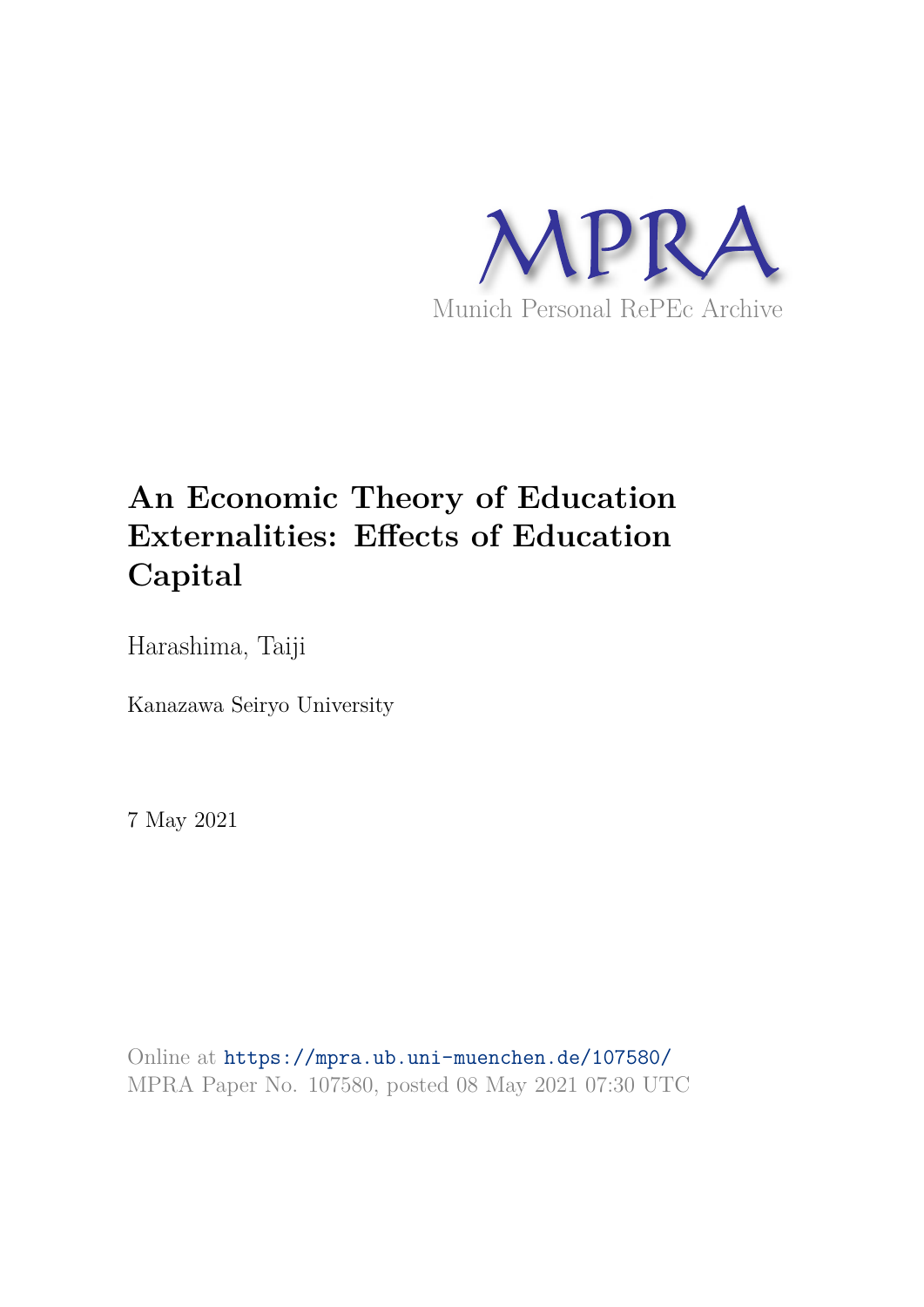MPRA

Munich Personal RePEc Archive

# An Economic Theory of Education Externalities: Effects of Education Capital

Harashima, Taiji

Kanazawa Seiryo University

7 May 2021

Online at https://mpra.ub.uni-muenchen.de/107580/
MPRA Paper No. 107580, posted 08 May 2021 07:30 UTC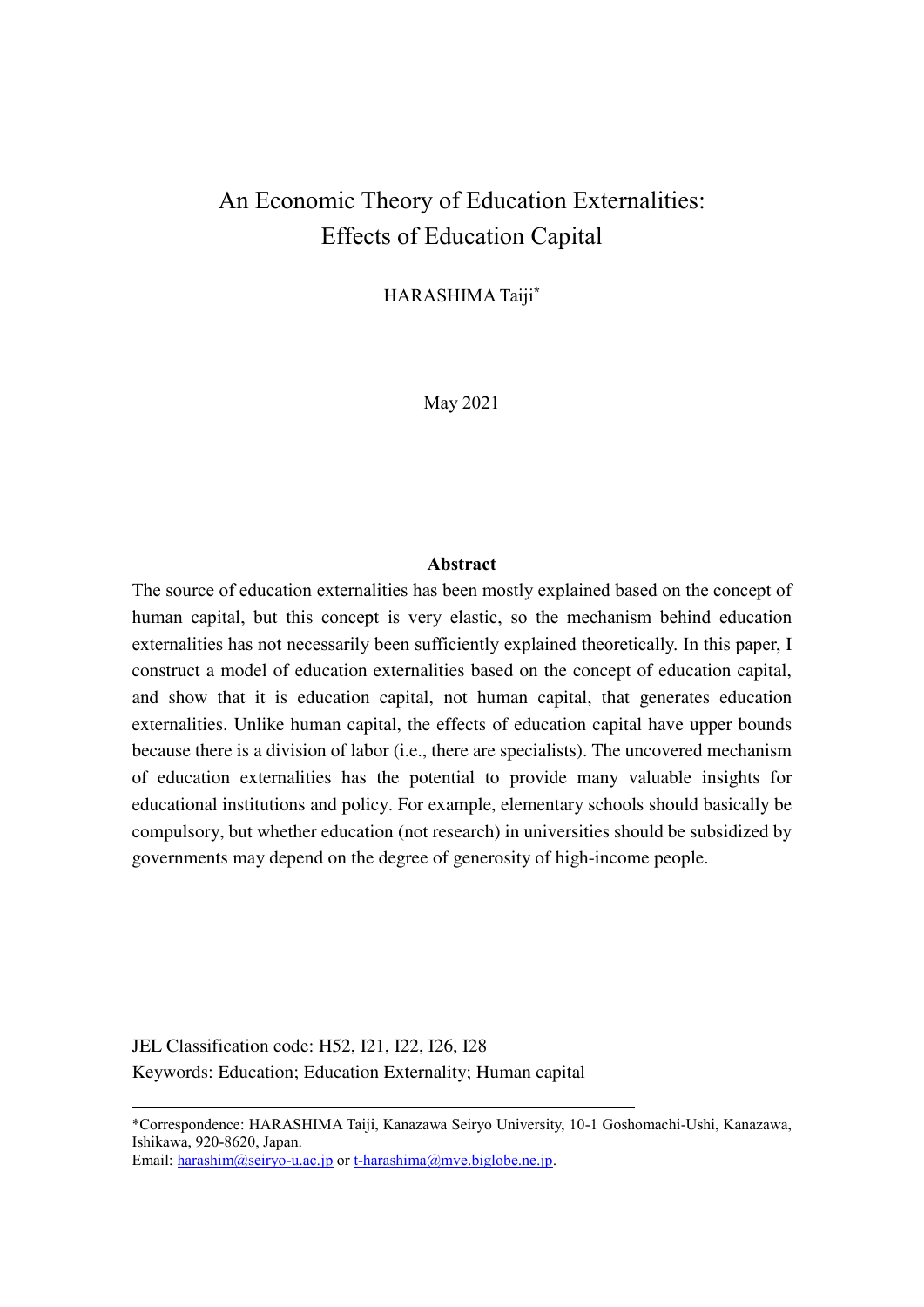# An Economic Theory of Education Externalities: Effects of Education Capital

HARASHIMA Taiji*

May 2021

**Abstract**

The source of education externalities has been mostly explained based on the concept of human capital, but this concept is very elastic, so the mechanism behind education externalities has not necessarily been sufficiently explained theoretically. In this paper, I construct a model of education externalities based on the concept of education capital, and show that it is education capital, not human capital, that generates education externalities. Unlike human capital, the effects of education capital have upper bounds because there is a division of labor (i.e., there are specialists). The uncovered mechanism of education externalities has the potential to provide many valuable insights for educational institutions and policy. For example, elementary schools should basically be compulsory, but whether education (not research) in universities should be subsidized by governments may depend on the degree of generosity of high-income people.

JEL Classification code: H52, I21, I22, I26, I28

Keywords: Education; Education Externality; Human capital

---

*Correspondence: HARASHIMA Taiji, Kanazawa Seiryo University, 10-1 Goshomachi-Ushi, Kanazawa, Ishikawa, 920-8620, Japan.
Email: harashim@seiryo-u.ac.jp or t-harashima@mve.biglobe.ne.jp.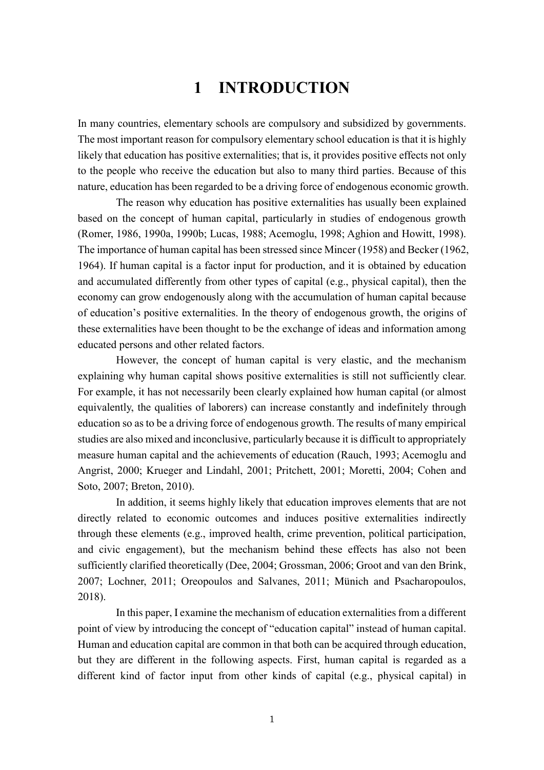# 1 INTRODUCTION

In many countries, elementary schools are compulsory and subsidized by governments. The most important reason for compulsory elementary school education is that it is highly likely that education has positive externalities; that is, it provides positive effects not only to the people who receive the education but also to many third parties. Because of this nature, education has been regarded to be a driving force of endogenous economic growth.

The reason why education has positive externalities has usually been explained based on the concept of human capital, particularly in studies of endogenous growth (Romer, 1986, 1990a, 1990b; Lucas, 1988; Acemoglu, 1998; Aghion and Howitt, 1998). The importance of human capital has been stressed since Mincer (1958) and Becker (1962, 1964). If human capital is a factor input for production, and it is obtained by education and accumulated differently from other types of capital (e.g., physical capital), then the economy can grow endogenously along with the accumulation of human capital because of education's positive externalities. In the theory of endogenous growth, the origins of these externalities have been thought to be the exchange of ideas and information among educated persons and other related factors.

However, the concept of human capital is very elastic, and the mechanism explaining why human capital shows positive externalities is still not sufficiently clear. For example, it has not necessarily been clearly explained how human capital (or almost equivalently, the qualities of laborers) can increase constantly and indefinitely through education so as to be a driving force of endogenous growth. The results of many empirical studies are also mixed and inconclusive, particularly because it is difficult to appropriately measure human capital and the achievements of education (Rauch, 1993; Acemoglu and Angrist, 2000; Krueger and Lindahl, 2001; Pritchett, 2001; Moretti, 2004; Cohen and Soto, 2007; Breton, 2010).

In addition, it seems highly likely that education improves elements that are not directly related to economic outcomes and induces positive externalities indirectly through these elements (e.g., improved health, crime prevention, political participation, and civic engagement), but the mechanism behind these effects has also not been sufficiently clarified theoretically (Dee, 2004; Grossman, 2006; Groot and van den Brink, 2007; Lochner, 2011; Oreopoulos and Salvanes, 2011; Münich and Psacharopoulos, 2018).

In this paper, I examine the mechanism of education externalities from a different point of view by introducing the concept of "education capital" instead of human capital. Human and education capital are common in that both can be acquired through education, but they are different in the following aspects. First, human capital is regarded as a different kind of factor input from other kinds of capital (e.g., physical capital) in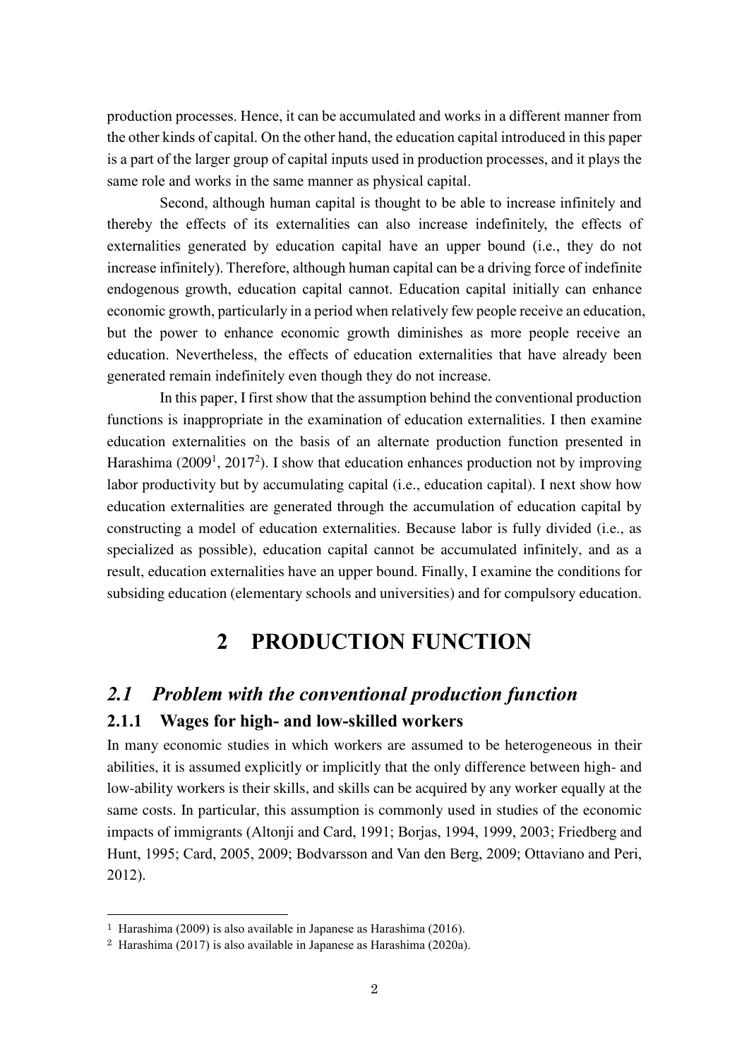production processes. Hence, it can be accumulated and works in a different manner from the other kinds of capital. On the other hand, the education capital introduced in this paper is a part of the larger group of capital inputs used in production processes, and it plays the same role and works in the same manner as physical capital.

Second, although human capital is thought to be able to increase infinitely and thereby the effects of its externalities can also increase indefinitely, the effects of externalities generated by education capital have an upper bound (i.e., they do not increase infinitely). Therefore, although human capital can be a driving force of indefinite endogenous growth, education capital cannot. Education capital initially can enhance economic growth, particularly in a period when relatively few people receive an education, but the power to enhance economic growth diminishes as more people receive an education. Nevertheless, the effects of education externalities that have already been generated remain indefinitely even though they do not increase.

In this paper, I first show that the assumption behind the conventional production functions is inappropriate in the examination of education externalities. I then examine education externalities on the basis of an alternate production function presented in Harashima (2009[1], 2017[2]). I show that education enhances production not by improving labor productivity but by accumulating capital (i.e., education capital). I next show how education externalities are generated through the accumulation of education capital by constructing a model of education externalities. Because labor is fully divided (i.e., as specialized as possible), education capital cannot be accumulated infinitely, and as a result, education externalities have an upper bound. Finally, I examine the conditions for subsiding education (elementary schools and universities) and for compulsory education.

# 2 PRODUCTION FUNCTION

## *2.1 Problem with the conventional production function*

### 2.1.1 Wages for high- and low-skilled workers

In many economic studies in which workers are assumed to be heterogeneous in their abilities, it is assumed explicitly or implicitly that the only difference between high- and low-ability workers is their skills, and skills can be acquired by any worker equally at the same costs. In particular, this assumption is commonly used in studies of the economic impacts of immigrants (Altonji and Card, 1991; Borjas, 1994, 1999, 2003; Friedberg and Hunt, 1995; Card, 2005, 2009; Bodvarsson and Van den Berg, 2009; Ottaviano and Peri, 2012).

---

[1] Harashima (2009) is also available in Japanese as Harashima (2016).

[2] Harashima (2017) is also available in Japanese as Harashima (2020a).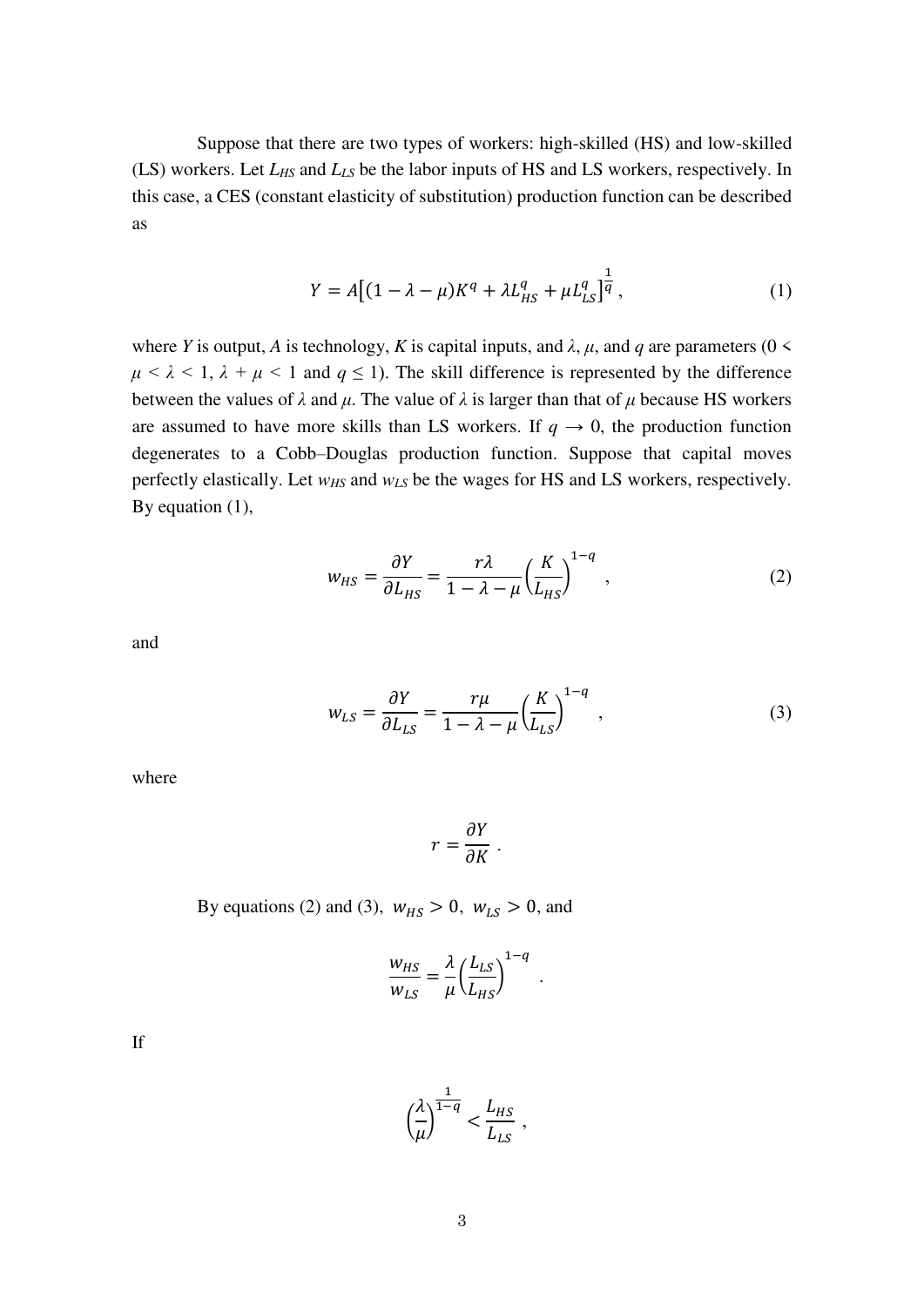Suppose that there are two types of workers: high-skilled (HS) and low-skilled (LS) workers. Let $L_{HS}$ and $L_{LS}$ be the labor inputs of HS and LS workers, respectively. In this case, a CES (constant elasticity of substitution) production function can be described as

$$Y = A\left[(1-\lambda-\mu)K^q + \lambda L_{HS}^q + \mu L_{LS}^q\right]^{\frac{1}{q}}, \tag{1}$$

where $Y$ is output, $A$ is technology, $K$ is capital inputs, and $\lambda$, $\mu$, and $q$ are parameters ($0 < \mu < \lambda < 1$, $\lambda + \mu < 1$ and $q \leq 1$). The skill difference is represented by the difference between the values of $\lambda$ and $\mu$. The value of $\lambda$ is larger than that of $\mu$ because HS workers are assumed to have more skills than LS workers. If $q \to 0$, the production function degenerates to a Cobb–Douglas production function. Suppose that capital moves perfectly elastically. Let $w_{HS}$ and $w_{LS}$ be the wages for HS and LS workers, respectively. By equation (1),

$$w_{HS} = \frac{\partial Y}{\partial L_{HS}} = \frac{r\lambda}{1-\lambda-\mu}\left(\frac{K}{L_{HS}}\right)^{1-q}, \tag{2}$$

and

$$w_{LS} = \frac{\partial Y}{\partial L_{LS}} = \frac{r\mu}{1-\lambda-\mu}\left(\frac{K}{L_{LS}}\right)^{1-q}, \tag{3}$$

where

$$r = \frac{\partial Y}{\partial K}.$$

By equations (2) and (3), $w_{HS} > 0$, $w_{LS} > 0$, and

$$\frac{w_{HS}}{w_{LS}} = \frac{\lambda}{\mu}\left(\frac{L_{LS}}{L_{HS}}\right)^{1-q}.$$

If

$$\left(\frac{\lambda}{\mu}\right)^{\frac{1}{1-q}} < \frac{L_{HS}}{L_{LS}},$$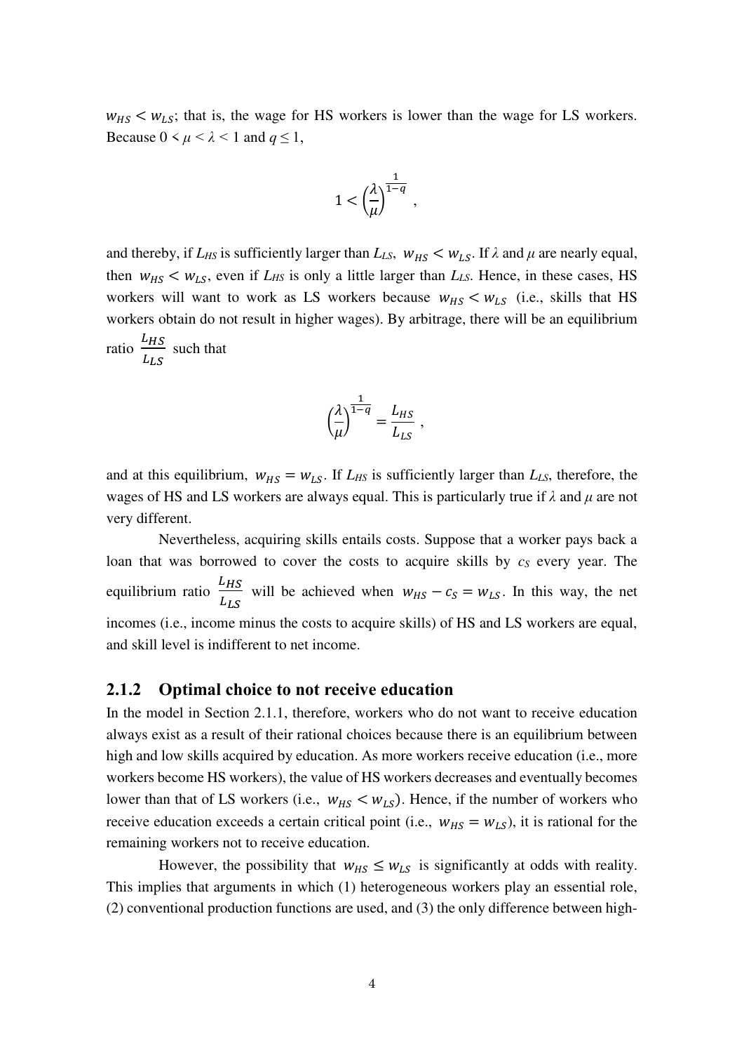$w_{HS} < w_{LS}$; that is, the wage for HS workers is lower than the wage for LS workers. Because $0 < \mu < \lambda < 1$ and $q \leq 1$,

$$1 < \left(\frac{\lambda}{\mu}\right)^{\frac{1}{1-q}} ,$$

and thereby, if $L_{HS}$ is sufficiently larger than $L_{LS}$, $w_{HS} < w_{LS}$. If $\lambda$ and $\mu$ are nearly equal, then $w_{HS} < w_{LS}$, even if $L_{HS}$ is only a little larger than $L_{LS}$. Hence, in these cases, HS workers will want to work as LS workers because $w_{HS} < w_{LS}$ (i.e., skills that HS workers obtain do not result in higher wages). By arbitrage, there will be an equilibrium ratio $\frac{L_{HS}}{L_{LS}}$ such that

$$\left(\frac{\lambda}{\mu}\right)^{\frac{1}{1-q}} = \frac{L_{HS}}{L_{LS}} ,$$

and at this equilibrium, $w_{HS} = w_{LS}$. If $L_{HS}$ is sufficiently larger than $L_{LS}$, therefore, the wages of HS and LS workers are always equal. This is particularly true if $\lambda$ and $\mu$ are not very different.

Nevertheless, acquiring skills entails costs. Suppose that a worker pays back a loan that was borrowed to cover the costs to acquire skills by $c_S$ every year. The equilibrium ratio $\frac{L_{HS}}{L_{LS}}$ will be achieved when $w_{HS} - c_S = w_{LS}$. In this way, the net incomes (i.e., income minus the costs to acquire skills) of HS and LS workers are equal, and skill level is indifferent to net income.

### 2.1.2 Optimal choice to not receive education

In the model in Section 2.1.1, therefore, workers who do not want to receive education always exist as a result of their rational choices because there is an equilibrium between high and low skills acquired by education. As more workers receive education (i.e., more workers become HS workers), the value of HS workers decreases and eventually becomes lower than that of LS workers (i.e., $w_{HS} < w_{LS}$). Hence, if the number of workers who receive education exceeds a certain critical point (i.e., $w_{HS} = w_{LS}$), it is rational for the remaining workers not to receive education.

However, the possibility that $w_{HS} \leq w_{LS}$ is significantly at odds with reality. This implies that arguments in which (1) heterogeneous workers play an essential role, (2) conventional production functions are used, and (3) the only difference between high-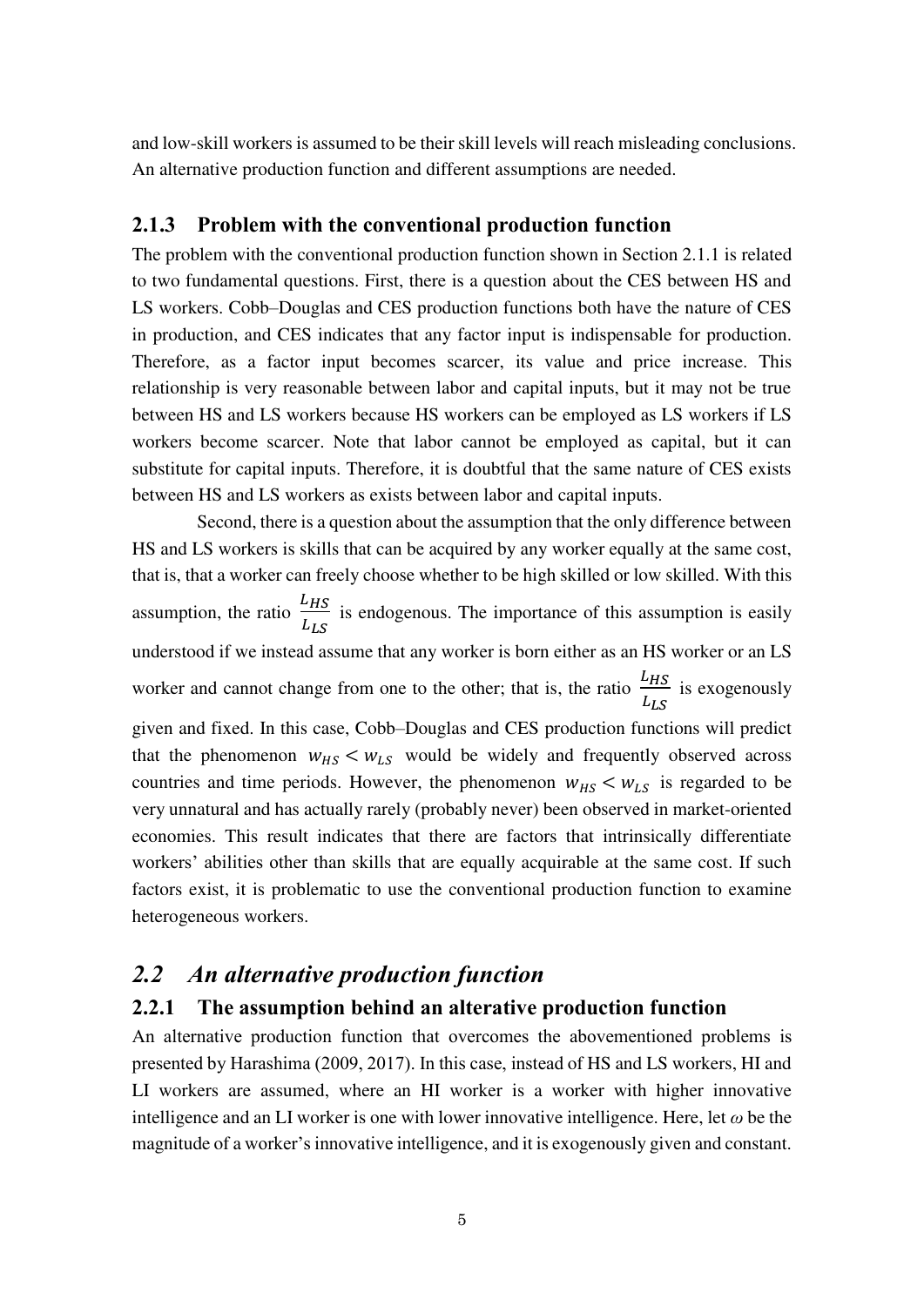and low-skill workers is assumed to be their skill levels will reach misleading conclusions. An alternative production function and different assumptions are needed.

### 2.1.3 Problem with the conventional production function

The problem with the conventional production function shown in Section 2.1.1 is related to two fundamental questions. First, there is a question about the CES between HS and LS workers. Cobb–Douglas and CES production functions both have the nature of CES in production, and CES indicates that any factor input is indispensable for production. Therefore, as a factor input becomes scarcer, its value and price increase. This relationship is very reasonable between labor and capital inputs, but it may not be true between HS and LS workers because HS workers can be employed as LS workers if LS workers become scarcer. Note that labor cannot be employed as capital, but it can substitute for capital inputs. Therefore, it is doubtful that the same nature of CES exists between HS and LS workers as exists between labor and capital inputs.

Second, there is a question about the assumption that the only difference between HS and LS workers is skills that can be acquired by any worker equally at the same cost, that is, that a worker can freely choose whether to be high skilled or low skilled. With this assumption, the ratio $\frac{L_{HS}}{L_{LS}}$ is endogenous. The importance of this assumption is easily understood if we instead assume that any worker is born either as an HS worker or an LS worker and cannot change from one to the other; that is, the ratio $\frac{L_{HS}}{L_{LS}}$ is exogenously given and fixed. In this case, Cobb–Douglas and CES production functions will predict that the phenomenon $w_{HS} < w_{LS}$ would be widely and frequently observed across countries and time periods. However, the phenomenon $w_{HS} < w_{LS}$ is regarded to be very unnatural and has actually rarely (probably never) been observed in market-oriented economies. This result indicates that there are factors that intrinsically differentiate workers' abilities other than skills that are equally acquirable at the same cost. If such factors exist, it is problematic to use the conventional production function to examine heterogeneous workers.

## *2.2 An alternative production function*

### 2.2.1 The assumption behind an alterative production function

An alternative production function that overcomes the abovementioned problems is presented by Harashima (2009, 2017). In this case, instead of HS and LS workers, HI and LI workers are assumed, where an HI worker is a worker with higher innovative intelligence and an LI worker is one with lower innovative intelligence. Here, let $\omega$ be the magnitude of a worker's innovative intelligence, and it is exogenously given and constant.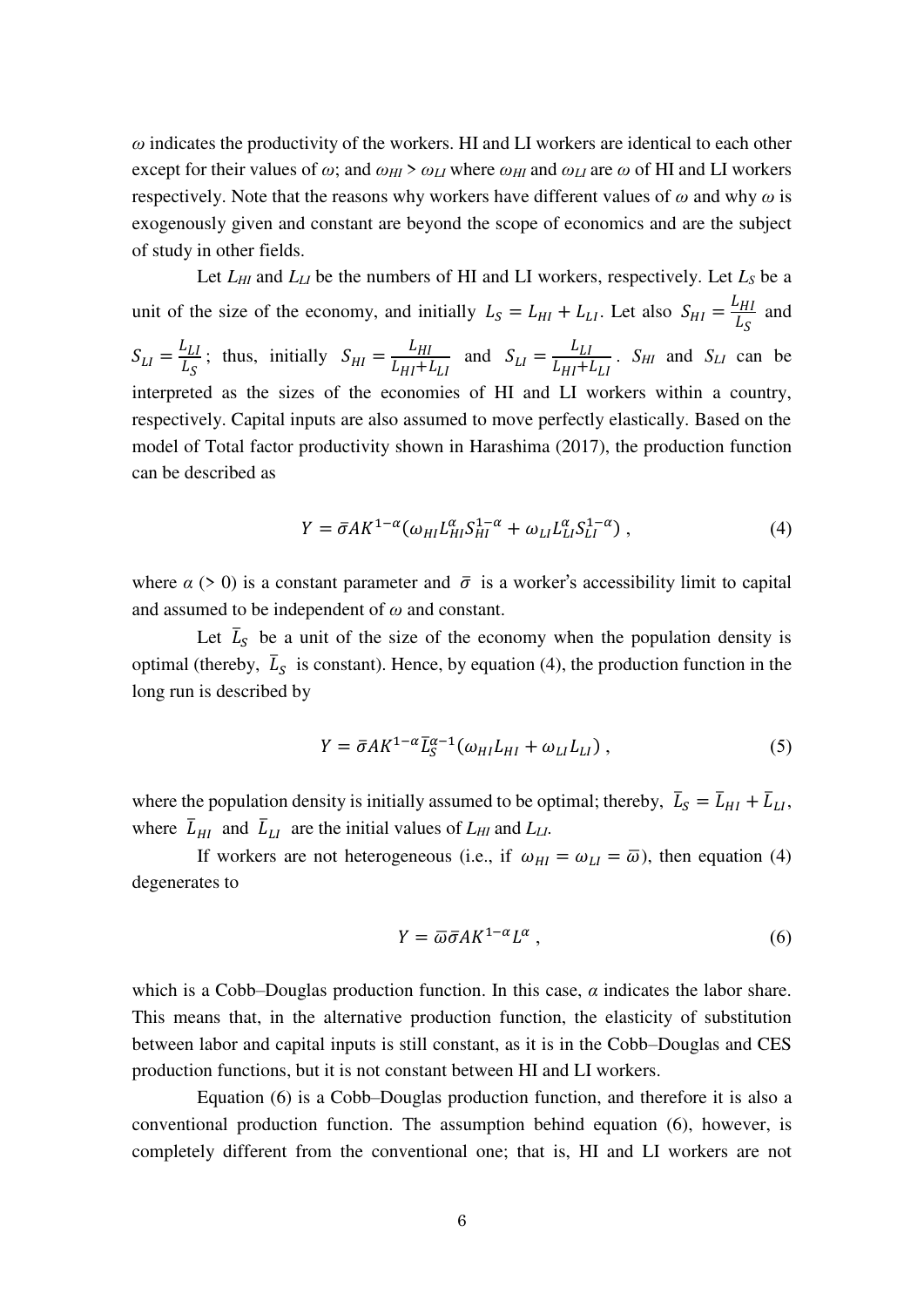$\omega$ indicates the productivity of the workers. HI and LI workers are identical to each other except for their values of $\omega$; and $\omega_{HI} > \omega_{LI}$ where $\omega_{HI}$ and $\omega_{LI}$ are $\omega$ of HI and LI workers respectively. Note that the reasons why workers have different values of $\omega$ and why $\omega$ is exogenously given and constant are beyond the scope of economics and are the subject of study in other fields.

Let $L_{HI}$ and $L_{LI}$ be the numbers of HI and LI workers, respectively. Let $L_S$ be a unit of the size of the economy, and initially $L_S = L_{HI} + L_{LI}$. Let also $S_{HI} = \frac{L_{HI}}{L_S}$ and $S_{LI} = \frac{L_{LI}}{L_S}$; thus, initially $S_{HI} = \frac{L_{HI}}{L_{HI}+L_{LI}}$ and $S_{LI} = \frac{L_{LI}}{L_{HI}+L_{LI}}$. $S_{HI}$ and $S_{LI}$ can be interpreted as the sizes of the economies of HI and LI workers within a country, respectively. Capital inputs are also assumed to move perfectly elastically. Based on the model of Total factor productivity shown in Harashima (2017), the production function can be described as

$$Y = \bar{\sigma} A K^{1-\alpha} \left( \omega_{HI} L_{HI}^{\alpha} S_{HI}^{1-\alpha} + \omega_{LI} L_{LI}^{\alpha} S_{LI}^{1-\alpha} \right) , \tag{4}$$

where $\alpha$ (> 0) is a constant parameter and $\bar{\sigma}$ is a worker's accessibility limit to capital and assumed to be independent of $\omega$ and constant.

Let $\bar{L}_S$ be a unit of the size of the economy when the population density is optimal (thereby, $\bar{L}_S$ is constant). Hence, by equation (4), the production function in the long run is described by

$$Y = \bar{\sigma} A K^{1-\alpha} \bar{L}_S^{\alpha-1} \left( \omega_{HI} L_{HI} + \omega_{LI} L_{LI} \right) , \tag{5}$$

where the population density is initially assumed to be optimal; thereby, $\bar{L}_S = \bar{L}_{HI} + \bar{L}_{LI}$, where $\bar{L}_{HI}$ and $\bar{L}_{LI}$ are the initial values of $L_{HI}$ and $L_{LI}$.

If workers are not heterogeneous (i.e., if $\omega_{HI} = \omega_{LI} = \bar{\omega}$), then equation (4) degenerates to

$$Y = \bar{\omega} \bar{\sigma} A K^{1-\alpha} L^{\alpha} , \tag{6}$$

which is a Cobb–Douglas production function. In this case, $\alpha$ indicates the labor share. This means that, in the alternative production function, the elasticity of substitution between labor and capital inputs is still constant, as it is in the Cobb–Douglas and CES production functions, but it is not constant between HI and LI workers.

Equation (6) is a Cobb–Douglas production function, and therefore it is also a conventional production function. The assumption behind equation (6), however, is completely different from the conventional one; that is, HI and LI workers are not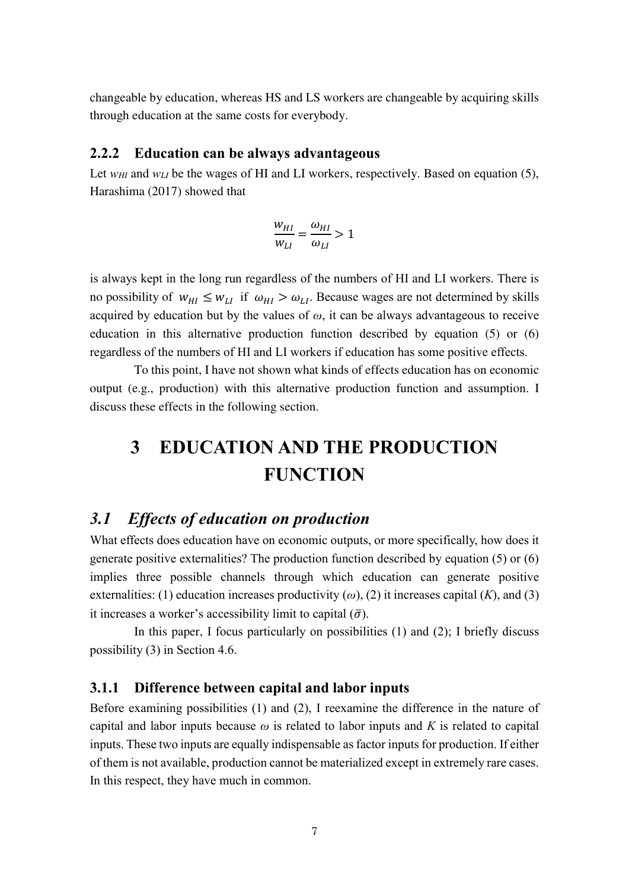changeable by education, whereas HS and LS workers are changeable by acquiring skills through education at the same costs for everybody.

### 2.2.2 Education can be always advantageous

Let $w_{HI}$ and $w_{LI}$ be the wages of HI and LI workers, respectively. Based on equation (5), Harashima (2017) showed that

$$\frac{w_{HI}}{w_{LI}} = \frac{\omega_{HI}}{\omega_{LI}} > 1$$

is always kept in the long run regardless of the numbers of HI and LI workers. There is no possibility of $w_{HI} \leq w_{LI}$ if $\omega_{HI} > \omega_{LI}$. Because wages are not determined by skills acquired by education but by the values of $\omega$, it can be always advantageous to receive education in this alternative production function described by equation (5) or (6) regardless of the numbers of HI and LI workers if education has some positive effects.

To this point, I have not shown what kinds of effects education has on economic output (e.g., production) with this alternative production function and assumption. I discuss these effects in the following section.

# 3 EDUCATION AND THE PRODUCTION FUNCTION

## *3.1 Effects of education on production*

What effects does education have on economic outputs, or more specifically, how does it generate positive externalities? The production function described by equation (5) or (6) implies three possible channels through which education can generate positive externalities: (1) education increases productivity ($\omega$), (2) it increases capital ($K$), and (3) it increases a worker's accessibility limit to capital ($\bar{\sigma}$).

In this paper, I focus particularly on possibilities (1) and (2); I briefly discuss possibility (3) in Section 4.6.

### 3.1.1 Difference between capital and labor inputs

Before examining possibilities (1) and (2), I reexamine the difference in the nature of capital and labor inputs because $\omega$ is related to labor inputs and $K$ is related to capital inputs. These two inputs are equally indispensable as factor inputs for production. If either of them is not available, production cannot be materialized except in extremely rare cases. In this respect, they have much in common.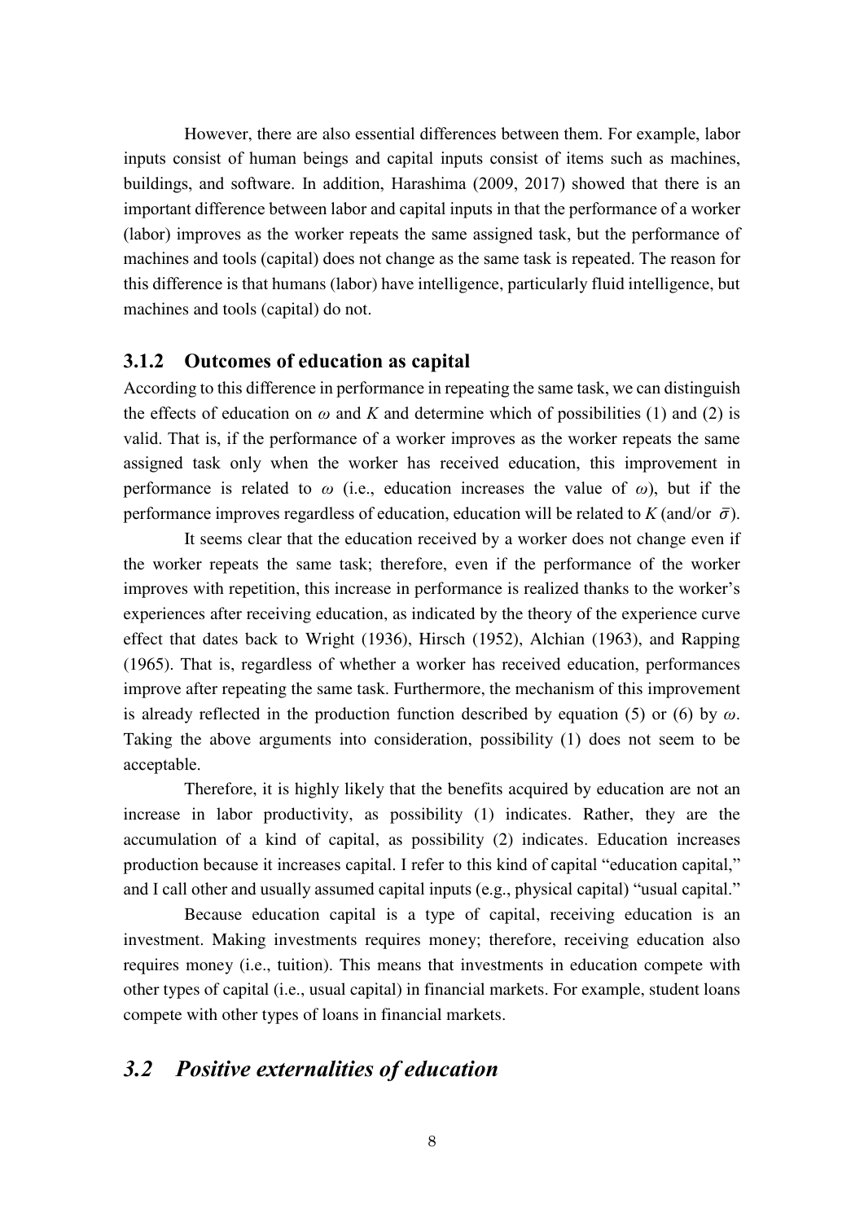However, there are also essential differences between them. For example, labor inputs consist of human beings and capital inputs consist of items such as machines, buildings, and software. In addition, Harashima (2009, 2017) showed that there is an important difference between labor and capital inputs in that the performance of a worker (labor) improves as the worker repeats the same assigned task, but the performance of machines and tools (capital) does not change as the same task is repeated. The reason for this difference is that humans (labor) have intelligence, particularly fluid intelligence, but machines and tools (capital) do not.

### 3.1.2 Outcomes of education as capital

According to this difference in performance in repeating the same task, we can distinguish the effects of education on $\omega$ and $K$ and determine which of possibilities (1) and (2) is valid. That is, if the performance of a worker improves as the worker repeats the same assigned task only when the worker has received education, this improvement in performance is related to $\omega$ (i.e., education increases the value of $\omega$), but if the performance improves regardless of education, education will be related to $K$ (and/or $\bar{\sigma}$).

It seems clear that the education received by a worker does not change even if the worker repeats the same task; therefore, even if the performance of the worker improves with repetition, this increase in performance is realized thanks to the worker's experiences after receiving education, as indicated by the theory of the experience curve effect that dates back to Wright (1936), Hirsch (1952), Alchian (1963), and Rapping (1965). That is, regardless of whether a worker has received education, performances improve after repeating the same task. Furthermore, the mechanism of this improvement is already reflected in the production function described by equation (5) or (6) by $\omega$. Taking the above arguments into consideration, possibility (1) does not seem to be acceptable.

Therefore, it is highly likely that the benefits acquired by education are not an increase in labor productivity, as possibility (1) indicates. Rather, they are the accumulation of a kind of capital, as possibility (2) indicates. Education increases production because it increases capital. I refer to this kind of capital "education capital," and I call other and usually assumed capital inputs (e.g., physical capital) "usual capital."

Because education capital is a type of capital, receiving education is an investment. Making investments requires money; therefore, receiving education also requires money (i.e., tuition). This means that investments in education compete with other types of capital (i.e., usual capital) in financial markets. For example, student loans compete with other types of loans in financial markets.

## *3.2 Positive externalities of education*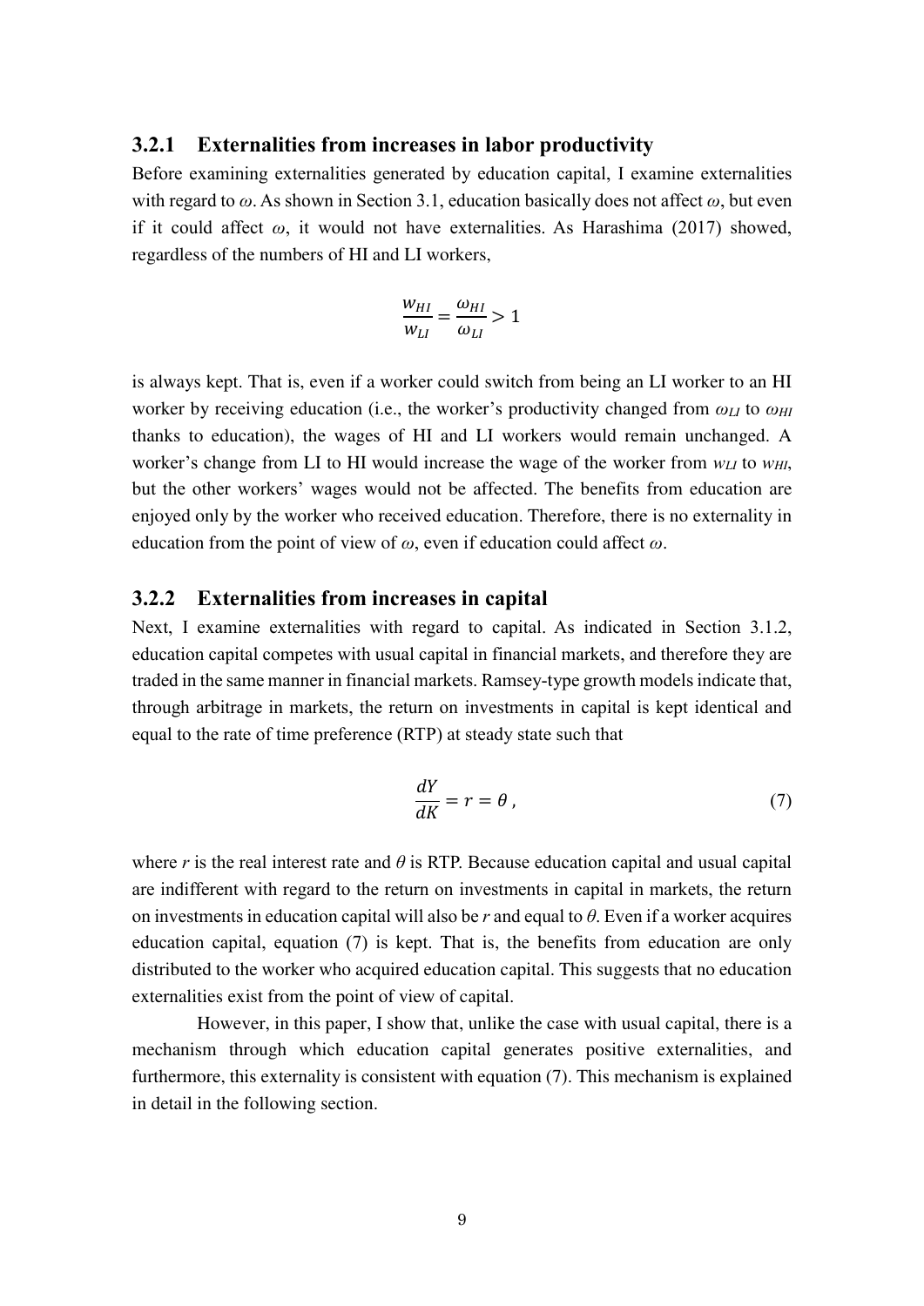### 3.2.1 Externalities from increases in labor productivity

Before examining externalities generated by education capital, I examine externalities with regard to $\omega$. As shown in Section 3.1, education basically does not affect $\omega$, but even if it could affect $\omega$, it would not have externalities. As Harashima (2017) showed, regardless of the numbers of HI and LI workers,

$$\frac{w_{HI}}{w_{LI}} = \frac{\omega_{HI}}{\omega_{LI}} > 1$$

is always kept. That is, even if a worker could switch from being an LI worker to an HI worker by receiving education (i.e., the worker's productivity changed from $\omega_{LI}$ to $\omega_{HI}$ thanks to education), the wages of HI and LI workers would remain unchanged. A worker's change from LI to HI would increase the wage of the worker from $w_{LI}$ to $w_{HI}$, but the other workers' wages would not be affected. The benefits from education are enjoyed only by the worker who received education. Therefore, there is no externality in education from the point of view of $\omega$, even if education could affect $\omega$.

### 3.2.2 Externalities from increases in capital

Next, I examine externalities with regard to capital. As indicated in Section 3.1.2, education capital competes with usual capital in financial markets, and therefore they are traded in the same manner in financial markets. Ramsey-type growth models indicate that, through arbitrage in markets, the return on investments in capital is kept identical and equal to the rate of time preference (RTP) at steady state such that

$$\frac{dY}{dK} = r = \theta\,, \tag{7}$$

where $r$ is the real interest rate and $\theta$ is RTP. Because education capital and usual capital are indifferent with regard to the return on investments in capital in markets, the return on investments in education capital will also be $r$ and equal to $\theta$. Even if a worker acquires education capital, equation (7) is kept. That is, the benefits from education are only distributed to the worker who acquired education capital. This suggests that no education externalities exist from the point of view of capital.

However, in this paper, I show that, unlike the case with usual capital, there is a mechanism through which education capital generates positive externalities, and furthermore, this externality is consistent with equation (7). This mechanism is explained in detail in the following section.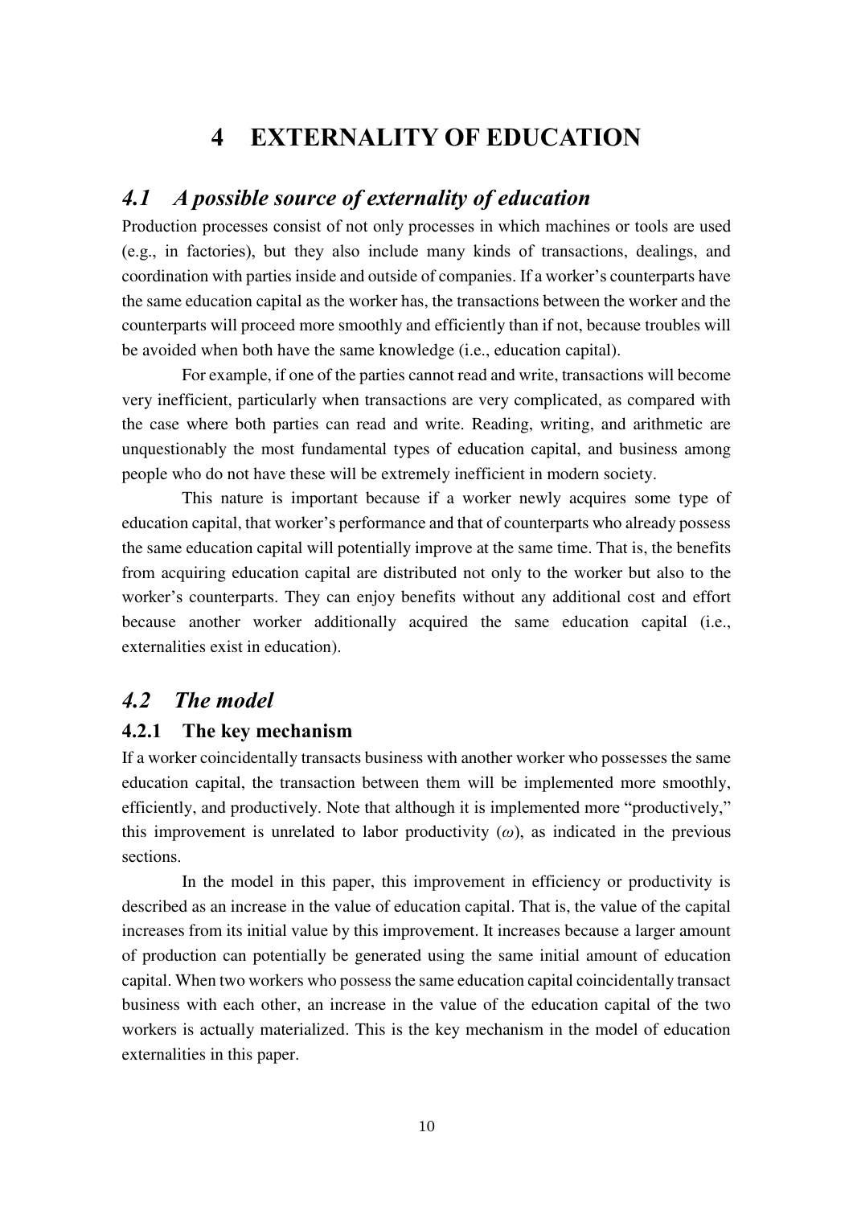# 4 EXTERNALITY OF EDUCATION

## *4.1 A possible source of externality of education*

Production processes consist of not only processes in which machines or tools are used (e.g., in factories), but they also include many kinds of transactions, dealings, and coordination with parties inside and outside of companies. If a worker's counterparts have the same education capital as the worker has, the transactions between the worker and the counterparts will proceed more smoothly and efficiently than if not, because troubles will be avoided when both have the same knowledge (i.e., education capital).

For example, if one of the parties cannot read and write, transactions will become very inefficient, particularly when transactions are very complicated, as compared with the case where both parties can read and write. Reading, writing, and arithmetic are unquestionably the most fundamental types of education capital, and business among people who do not have these will be extremely inefficient in modern society.

This nature is important because if a worker newly acquires some type of education capital, that worker's performance and that of counterparts who already possess the same education capital will potentially improve at the same time. That is, the benefits from acquiring education capital are distributed not only to the worker but also to the worker's counterparts. They can enjoy benefits without any additional cost and effort because another worker additionally acquired the same education capital (i.e., externalities exist in education).

## *4.2 The model*

### 4.2.1 The key mechanism

If a worker coincidentally transacts business with another worker who possesses the same education capital, the transaction between them will be implemented more smoothly, efficiently, and productively. Note that although it is implemented more "productively," this improvement is unrelated to labor productivity ($\omega$), as indicated in the previous sections.

In the model in this paper, this improvement in efficiency or productivity is described as an increase in the value of education capital. That is, the value of the capital increases from its initial value by this improvement. It increases because a larger amount of production can potentially be generated using the same initial amount of education capital. When two workers who possess the same education capital coincidentally transact business with each other, an increase in the value of the education capital of the two workers is actually materialized. This is the key mechanism in the model of education externalities in this paper.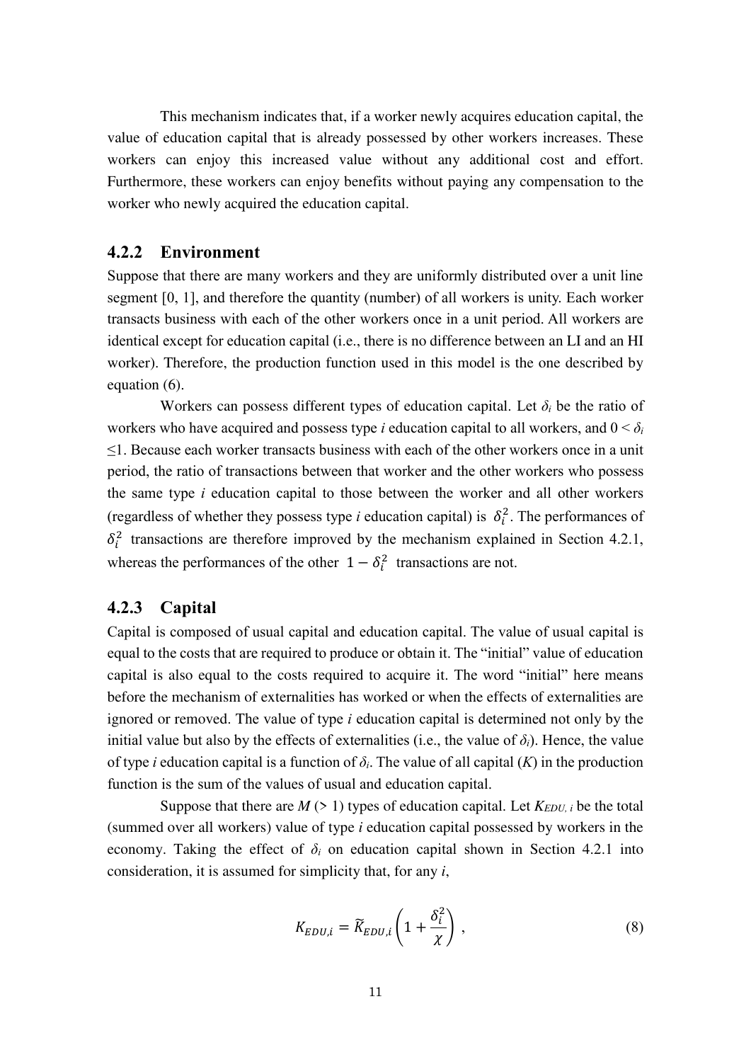This mechanism indicates that, if a worker newly acquires education capital, the value of education capital that is already possessed by other workers increases. These workers can enjoy this increased value without any additional cost and effort. Furthermore, these workers can enjoy benefits without paying any compensation to the worker who newly acquired the education capital.

### 4.2.2 Environment

Suppose that there are many workers and they are uniformly distributed over a unit line segment [0, 1], and therefore the quantity (number) of all workers is unity. Each worker transacts business with each of the other workers once in a unit period. All workers are identical except for education capital (i.e., there is no difference between an LI and an HI worker). Therefore, the production function used in this model is the one described by equation (6).

Workers can possess different types of education capital. Let $\delta_i$ be the ratio of workers who have acquired and possess type *i* education capital to all workers, and $0 < \delta_i \leq 1$. Because each worker transacts business with each of the other workers once in a unit period, the ratio of transactions between that worker and the other workers who possess the same type *i* education capital to those between the worker and all other workers (regardless of whether they possess type *i* education capital) is $\delta_i^2$. The performances of $\delta_i^2$ transactions are therefore improved by the mechanism explained in Section 4.2.1, whereas the performances of the other $1 - \delta_i^2$ transactions are not.

### 4.2.3 Capital

Capital is composed of usual capital and education capital. The value of usual capital is equal to the costs that are required to produce or obtain it. The "initial" value of education capital is also equal to the costs required to acquire it. The word "initial" here means before the mechanism of externalities has worked or when the effects of externalities are ignored or removed. The value of type *i* education capital is determined not only by the initial value but also by the effects of externalities (i.e., the value of $\delta_i$). Hence, the value of type *i* education capital is a function of $\delta_i$. The value of all capital ($K$) in the production function is the sum of the values of usual and education capital.

Suppose that there are $M$ (> 1) types of education capital. Let $K_{EDU,i}$ be the total (summed over all workers) value of type *i* education capital possessed by workers in the economy. Taking the effect of $\delta_i$ on education capital shown in Section 4.2.1 into consideration, it is assumed for simplicity that, for any *i*,

$$K_{EDU,i} = \widetilde{K}_{EDU,i}\left(1 + \frac{\delta_i^2}{\chi}\right) , \tag{8}$$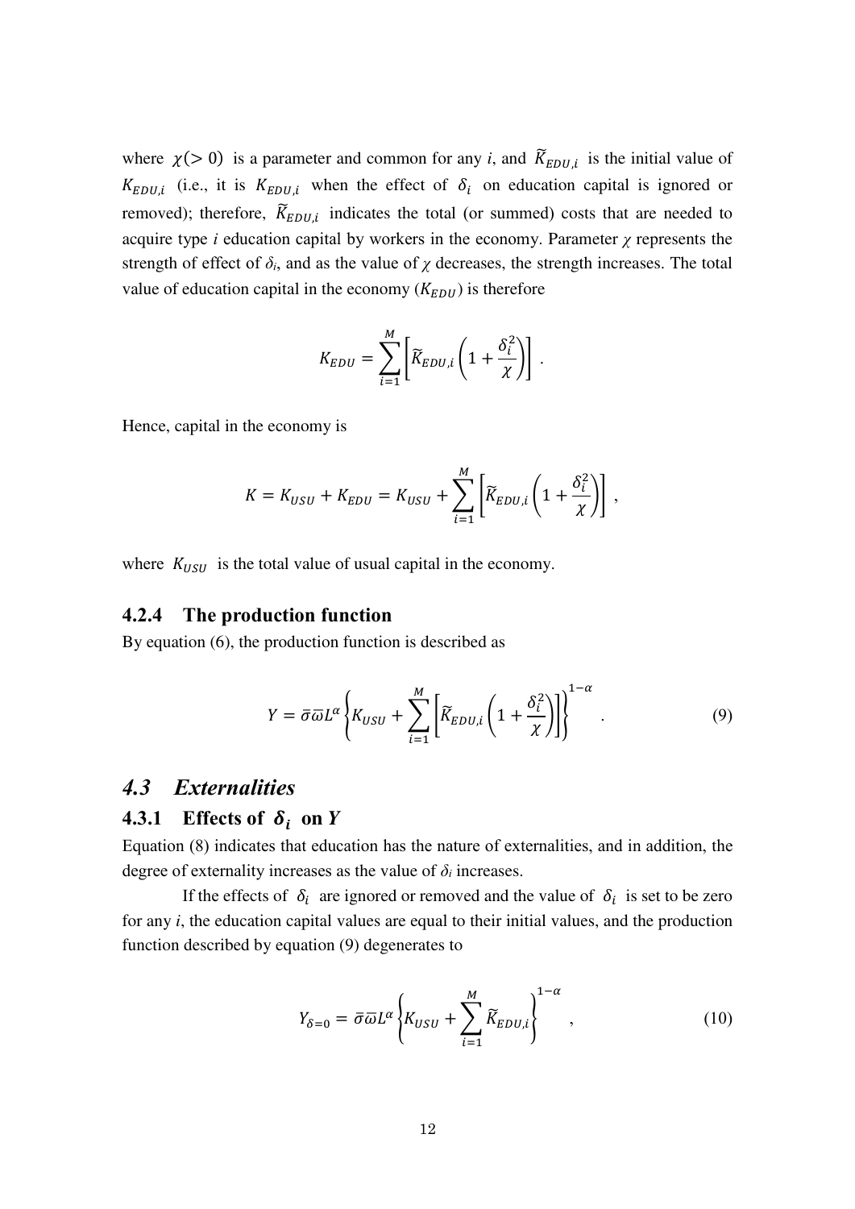where $\chi(> 0)$ is a parameter and common for any *i*, and $\widetilde{K}_{EDU,i}$ is the initial value of $K_{EDU,i}$ (i.e., it is $K_{EDU,i}$ when the effect of $\delta_i$ on education capital is ignored or removed); therefore, $\widetilde{K}_{EDU,i}$ indicates the total (or summed) costs that are needed to acquire type *i* education capital by workers in the economy. Parameter $\chi$ represents the strength of effect of $\delta_i$, and as the value of $\chi$ decreases, the strength increases. The total value of education capital in the economy ($K_{EDU}$) is therefore

$$K_{EDU} = \sum_{i=1}^{M} \left[ \widetilde{K}_{EDU,i} \left( 1 + \frac{\delta_i^2}{\chi} \right) \right] .$$

Hence, capital in the economy is

$$K = K_{USU} + K_{EDU} = K_{USU} + \sum_{i=1}^{M} \left[ \widetilde{K}_{EDU,i} \left( 1 + \frac{\delta_i^2}{\chi} \right) \right] ,$$

where $K_{USU}$ is the total value of usual capital in the economy.

### 4.2.4 The production function

By equation (6), the production function is described as

$$Y = \bar{\sigma}\bar{\omega}L^{\alpha} \left\{ K_{USU} + \sum_{i=1}^{M} \left[ \widetilde{K}_{EDU,i} \left( 1 + \frac{\delta_i^2}{\chi} \right) \right] \right\}^{1-\alpha} . \tag{9}$$

## *4.3 Externalities*

### 4.3.1 Effects of $\delta_i$ on *Y*

Equation (8) indicates that education has the nature of externalities, and in addition, the degree of externality increases as the value of $\delta_i$ increases.

If the effects of $\delta_i$ are ignored or removed and the value of $\delta_i$ is set to be zero for any *i*, the education capital values are equal to their initial values, and the production function described by equation (9) degenerates to

$$Y_{\delta=0} = \bar{\sigma}\bar{\omega}L^{\alpha} \left\{ K_{USU} + \sum_{i=1}^{M} \widetilde{K}_{EDU,i} \right\}^{1-\alpha} , \tag{10}$$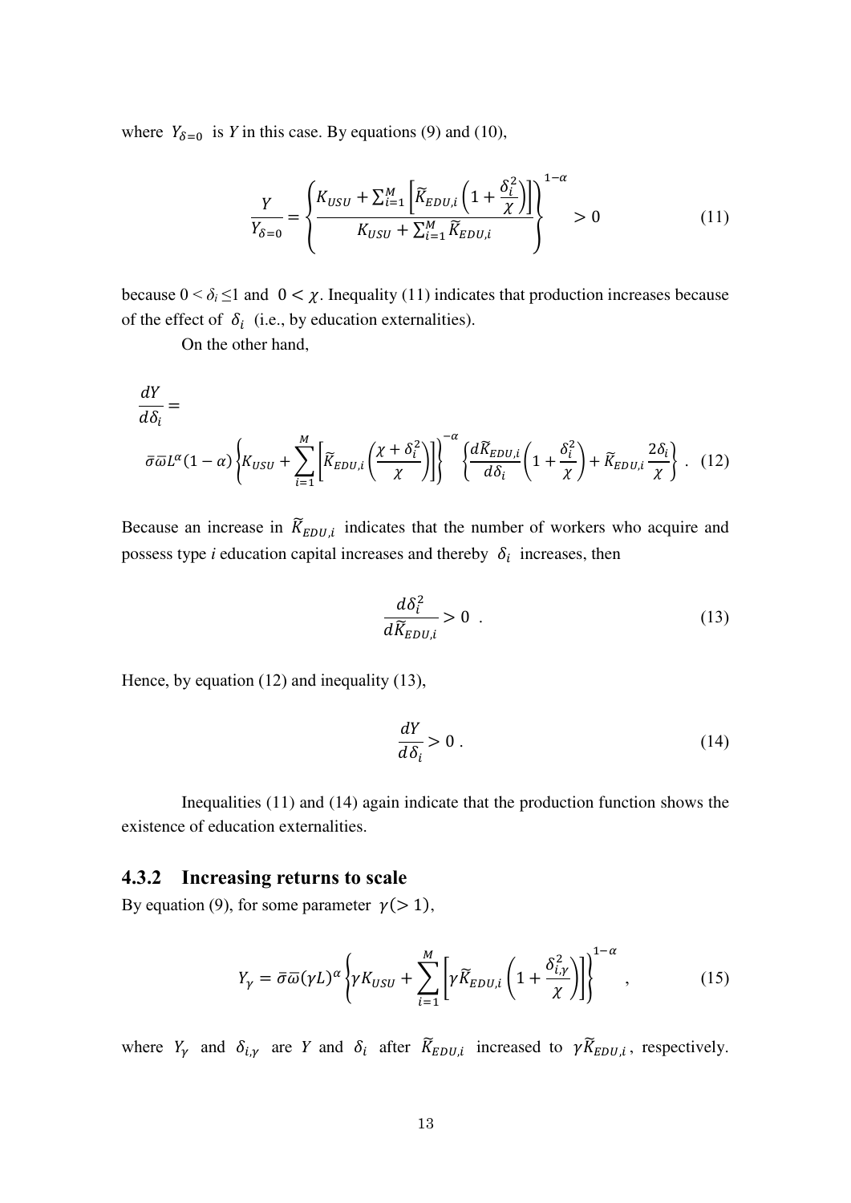where $Y_{\delta=0}$ is $Y$ in this case. By equations (9) and (10),

$$\frac{Y}{Y_{\delta=0}} = \left\{ \frac{K_{USU} + \sum_{i=1}^{M} \left[ \widetilde{K}_{EDU,i} \left( 1 + \frac{\delta_i^2}{\chi} \right) \right]}{K_{USU} + \sum_{i=1}^{M} \widetilde{K}_{EDU,i}} \right\}^{1-\alpha} > 0 \tag{11}$$

because $0 < \delta_i \leq 1$ and $0 < \chi$. Inequality (11) indicates that production increases because of the effect of $\delta_i$ (i.e., by education externalities).

On the other hand,

$$\frac{dY}{d\delta_i} = \bar{\sigma}\bar{\omega}L^{\alpha}(1-\alpha) \left\{ K_{USU} + \sum_{i=1}^{M} \left[ \widetilde{K}_{EDU,i} \left( \frac{\chi + \delta_i^2}{\chi} \right) \right] \right\}^{-\alpha} \left\{ \frac{d\widetilde{K}_{EDU,i}}{d\delta_i} \left( 1 + \frac{\delta_i^2}{\chi} \right) + \widetilde{K}_{EDU,i} \frac{2\delta_i}{\chi} \right\} . \tag{12}$$

Because an increase in $\widetilde{K}_{EDU,i}$ indicates that the number of workers who acquire and possess type $i$ education capital increases and thereby $\delta_i$ increases, then

$$\frac{d\delta_i^2}{d\widetilde{K}_{EDU,i}} > 0 \ . \tag{13}$$

Hence, by equation (12) and inequality (13),

$$\frac{dY}{d\delta_i} > 0 \ . \tag{14}$$

Inequalities (11) and (14) again indicate that the production function shows the existence of education externalities.

### 4.3.2 Increasing returns to scale

By equation (9), for some parameter $\gamma (> 1)$,

$$Y_{\gamma} = \bar{\sigma}\bar{\omega}(\gamma L)^{\alpha} \left\{ \gamma K_{USU} + \sum_{i=1}^{M} \left[ \gamma \widetilde{K}_{EDU,i} \left( 1 + \frac{\delta_{i,\gamma}^2}{\chi} \right) \right] \right\}^{1-\alpha} , \tag{15}$$

where $Y_{\gamma}$ and $\delta_{i,\gamma}$ are $Y$ and $\delta_i$ after $\widetilde{K}_{EDU,i}$ increased to $\gamma \widetilde{K}_{EDU,i}$, respectively.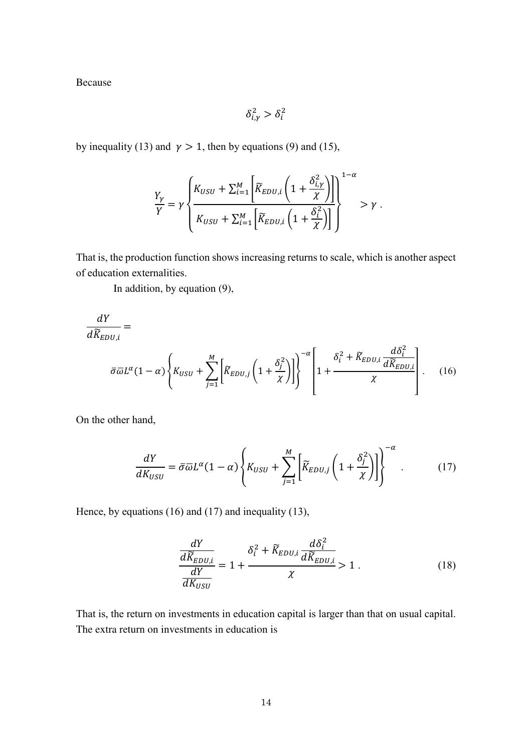Because

$$\delta_{i,\gamma}^2 > \delta_i^2$$

by inequality (13) and $\gamma > 1$, then by equations (9) and (15),

$$\frac{Y_\gamma}{Y} = \gamma \left\{ \frac{K_{USU} + \sum_{i=1}^{M} \left[ \widetilde{K}_{EDU,i} \left( 1 + \frac{\delta_{i,\gamma}^2}{\chi} \right) \right]}{K_{USU} + \sum_{i=1}^{M} \left[ \widetilde{K}_{EDU,i} \left( 1 + \frac{\delta_i^2}{\chi} \right) \right]} \right\}^{1-\alpha} > \gamma \; .$$

That is, the production function shows increasing returns to scale, which is another aspect of education externalities.

In addition, by equation (9),

$$\frac{dY}{d\widetilde{K}_{EDU,i}} = \bar{\sigma}\bar{\varpi}L^\alpha (1-\alpha) \left\{ K_{USU} + \sum_{j=1}^{M} \left[ \widetilde{K}_{EDU,j} \left( 1 + \frac{\delta_j^2}{\chi} \right) \right] \right\}^{-\alpha} \left[ 1 + \frac{\delta_i^2 + \widetilde{K}_{EDU,i} \frac{d\delta_i^2}{d\widetilde{K}_{EDU,i}}}{\chi} \right] . \quad (16)$$

On the other hand,

$$\frac{dY}{dK_{USU}} = \bar{\sigma}\bar{\varpi}L^\alpha (1-\alpha) \left\{ K_{USU} + \sum_{j=1}^{M} \left[ \widetilde{K}_{EDU,j} \left( 1 + \frac{\delta_j^2}{\chi} \right) \right] \right\}^{-\alpha} . \quad (17)$$

Hence, by equations (16) and (17) and inequality (13),

$$\frac{\frac{dY}{d\widetilde{K}_{EDU,i}}}{\frac{dY}{dK_{USU}}} = 1 + \frac{\delta_i^2 + \widetilde{K}_{EDU,i} \frac{d\delta_i^2}{d\widetilde{K}_{EDU,i}}}{\chi} > 1 \; . \quad (18)$$

That is, the return on investments in education capital is larger than that on usual capital. The extra return on investments in education is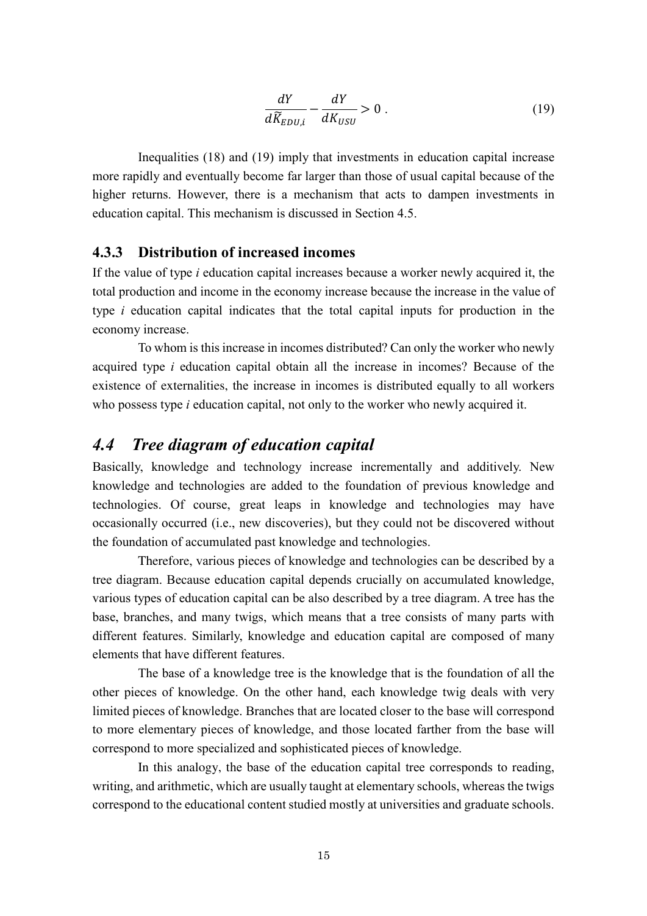$$\frac{dY}{d\widetilde{K}_{EDU,i}} - \frac{dY}{dK_{USU}} > 0 \ . \tag{19}$$

Inequalities (18) and (19) imply that investments in education capital increase more rapidly and eventually become far larger than those of usual capital because of the higher returns. However, there is a mechanism that acts to dampen investments in education capital. This mechanism is discussed in Section 4.5.

### 4.3.3 Distribution of increased incomes

If the value of type *i* education capital increases because a worker newly acquired it, the total production and income in the economy increase because the increase in the value of type *i* education capital indicates that the total capital inputs for production in the economy increase.

To whom is this increase in incomes distributed? Can only the worker who newly acquired type *i* education capital obtain all the increase in incomes? Because of the existence of externalities, the increase in incomes is distributed equally to all workers who possess type *i* education capital, not only to the worker who newly acquired it.

## *4.4 Tree diagram of education capital*

Basically, knowledge and technology increase incrementally and additively. New knowledge and technologies are added to the foundation of previous knowledge and technologies. Of course, great leaps in knowledge and technologies may have occasionally occurred (i.e., new discoveries), but they could not be discovered without the foundation of accumulated past knowledge and technologies.

Therefore, various pieces of knowledge and technologies can be described by a tree diagram. Because education capital depends crucially on accumulated knowledge, various types of education capital can be also described by a tree diagram. A tree has the base, branches, and many twigs, which means that a tree consists of many parts with different features. Similarly, knowledge and education capital are composed of many elements that have different features.

The base of a knowledge tree is the knowledge that is the foundation of all the other pieces of knowledge. On the other hand, each knowledge twig deals with very limited pieces of knowledge. Branches that are located closer to the base will correspond to more elementary pieces of knowledge, and those located farther from the base will correspond to more specialized and sophisticated pieces of knowledge.

In this analogy, the base of the education capital tree corresponds to reading, writing, and arithmetic, which are usually taught at elementary schools, whereas the twigs correspond to the educational content studied mostly at universities and graduate schools.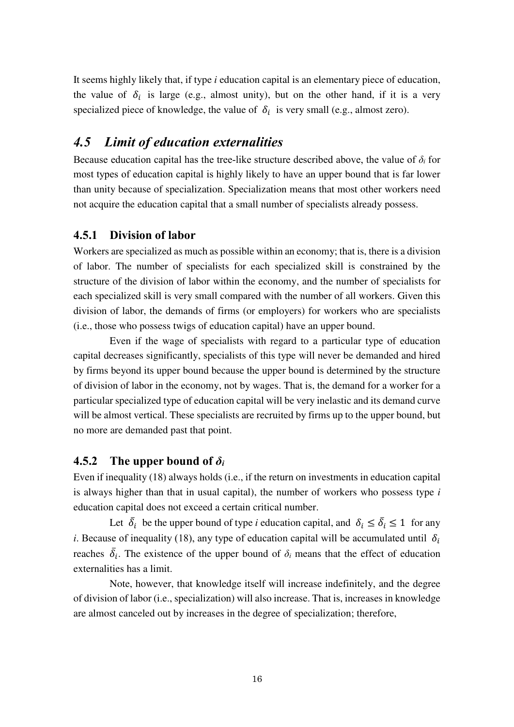It seems highly likely that, if type *i* education capital is an elementary piece of education, the value of $\delta_i$ is large (e.g., almost unity), but on the other hand, if it is a very specialized piece of knowledge, the value of $\delta_i$ is very small (e.g., almost zero).

## *4.5 Limit of education externalities*

Because education capital has the tree-like structure described above, the value of $\delta_i$ for most types of education capital is highly likely to have an upper bound that is far lower than unity because of specialization. Specialization means that most other workers need not acquire the education capital that a small number of specialists already possess.

### 4.5.1 Division of labor

Workers are specialized as much as possible within an economy; that is, there is a division of labor. The number of specialists for each specialized skill is constrained by the structure of the division of labor within the economy, and the number of specialists for each specialized skill is very small compared with the number of all workers. Given this division of labor, the demands of firms (or employers) for workers who are specialists (i.e., those who possess twigs of education capital) have an upper bound.

Even if the wage of specialists with regard to a particular type of education capital decreases significantly, specialists of this type will never be demanded and hired by firms beyond its upper bound because the upper bound is determined by the structure of division of labor in the economy, not by wages. That is, the demand for a worker for a particular specialized type of education capital will be very inelastic and its demand curve will be almost vertical. These specialists are recruited by firms up to the upper bound, but no more are demanded past that point.

### 4.5.2 The upper bound of $\delta_i$

Even if inequality (18) always holds (i.e., if the return on investments in education capital is always higher than that in usual capital), the number of workers who possess type *i* education capital does not exceed a certain critical number.

Let $\bar{\delta}_i$ be the upper bound of type *i* education capital, and $\delta_i \leq \bar{\delta}_i \leq 1$ for any *i*. Because of inequality (18), any type of education capital will be accumulated until $\delta_i$ reaches $\bar{\delta}_i$. The existence of the upper bound of $\delta_i$ means that the effect of education externalities has a limit.

Note, however, that knowledge itself will increase indefinitely, and the degree of division of labor (i.e., specialization) will also increase. That is, increases in knowledge are almost canceled out by increases in the degree of specialization; therefore,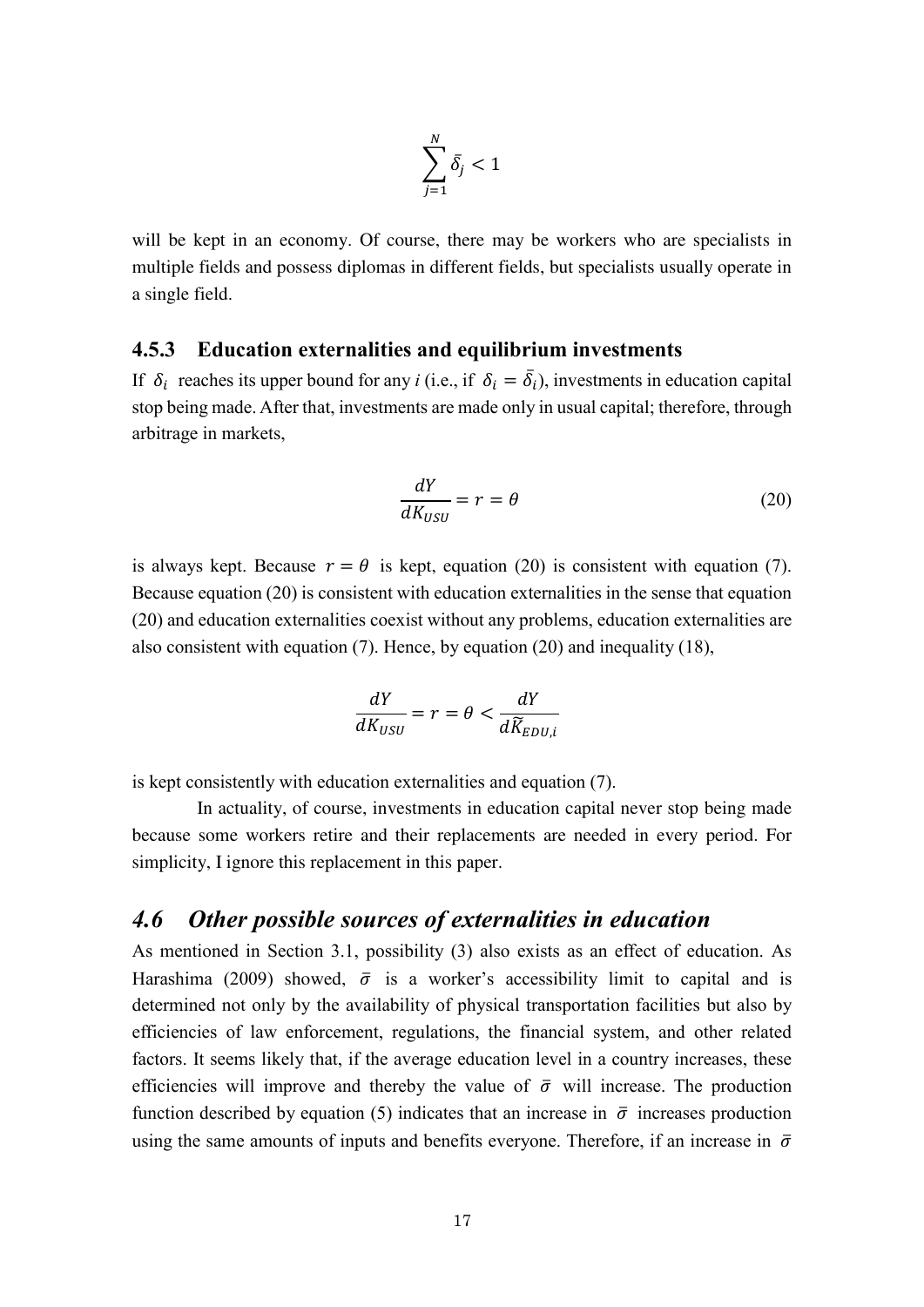$$\sum_{j=1}^{N} \bar{\delta}_j < 1$$

will be kept in an economy. Of course, there may be workers who are specialists in multiple fields and possess diplomas in different fields, but specialists usually operate in a single field.

### 4.5.3 Education externalities and equilibrium investments

If $\delta_i$ reaches its upper bound for any *i* (i.e., if $\delta_i = \bar{\delta}_i$), investments in education capital stop being made. After that, investments are made only in usual capital; therefore, through arbitrage in markets,

$$\frac{dY}{dK_{USU}} = r = \theta \tag{20}$$

is always kept. Because $r = \theta$ is kept, equation (20) is consistent with equation (7). Because equation (20) is consistent with education externalities in the sense that equation (20) and education externalities coexist without any problems, education externalities are also consistent with equation (7). Hence, by equation (20) and inequality (18),

$$\frac{dY}{dK_{USU}} = r = \theta < \frac{dY}{d\widetilde{K}_{EDU,i}}$$

is kept consistently with education externalities and equation (7).

In actuality, of course, investments in education capital never stop being made because some workers retire and their replacements are needed in every period. For simplicity, I ignore this replacement in this paper.

## *4.6 Other possible sources of externalities in education*

As mentioned in Section 3.1, possibility (3) also exists as an effect of education. As Harashima (2009) showed, $\bar{\sigma}$ is a worker's accessibility limit to capital and is determined not only by the availability of physical transportation facilities but also by efficiencies of law enforcement, regulations, the financial system, and other related factors. It seems likely that, if the average education level in a country increases, these efficiencies will improve and thereby the value of $\bar{\sigma}$ will increase. The production function described by equation (5) indicates that an increase in $\bar{\sigma}$ increases production using the same amounts of inputs and benefits everyone. Therefore, if an increase in $\bar{\sigma}$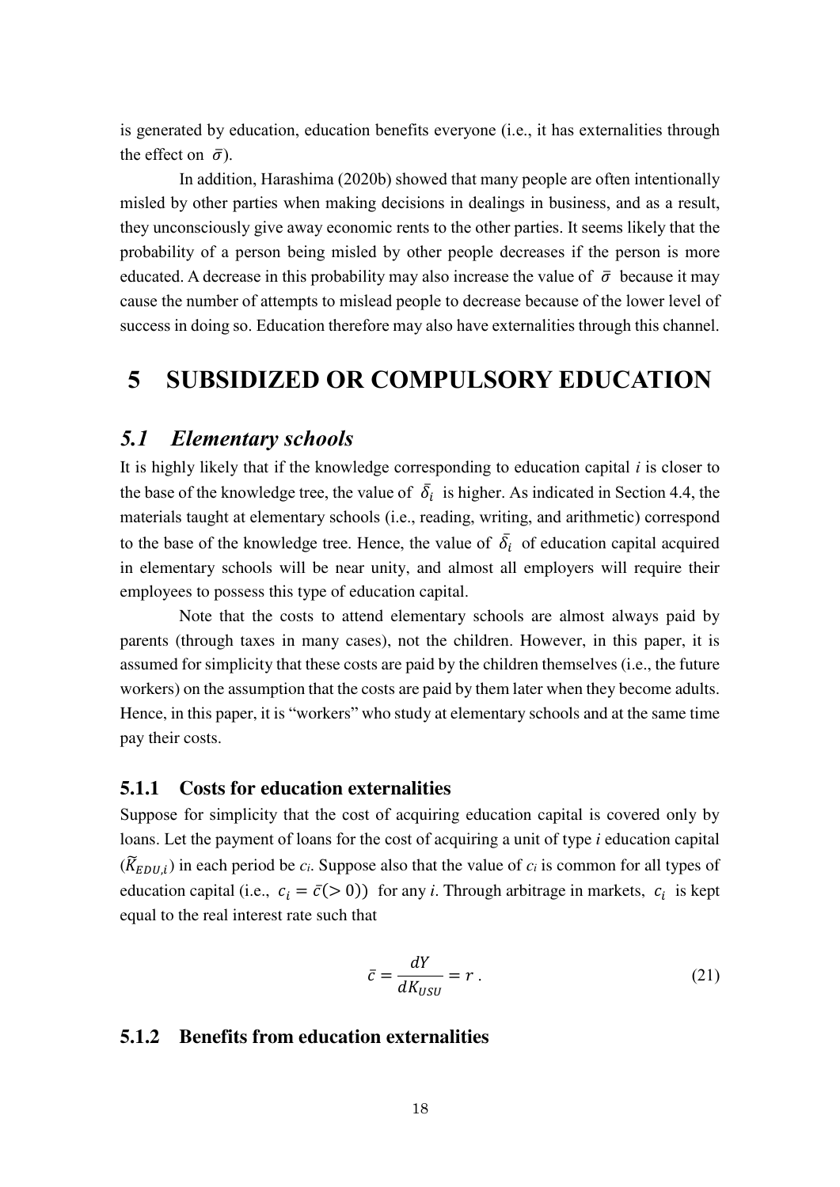is generated by education, education benefits everyone (i.e., it has externalities through the effect on $\bar{\sigma}$).

In addition, Harashima (2020b) showed that many people are often intentionally misled by other parties when making decisions in dealings in business, and as a result, they unconsciously give away economic rents to the other parties. It seems likely that the probability of a person being misled by other people decreases if the person is more educated. A decrease in this probability may also increase the value of $\bar{\sigma}$ because it may cause the number of attempts to mislead people to decrease because of the lower level of success in doing so. Education therefore may also have externalities through this channel.

# 5 SUBSIDIZED OR COMPULSORY EDUCATION

## *5.1 Elementary schools*

It is highly likely that if the knowledge corresponding to education capital *i* is closer to the base of the knowledge tree, the value of $\bar{\delta}_i$ is higher. As indicated in Section 4.4, the materials taught at elementary schools (i.e., reading, writing, and arithmetic) correspond to the base of the knowledge tree. Hence, the value of $\bar{\delta}_i$ of education capital acquired in elementary schools will be near unity, and almost all employers will require their employees to possess this type of education capital.

Note that the costs to attend elementary schools are almost always paid by parents (through taxes in many cases), not the children. However, in this paper, it is assumed for simplicity that these costs are paid by the children themselves (i.e., the future workers) on the assumption that the costs are paid by them later when they become adults. Hence, in this paper, it is "workers" who study at elementary schools and at the same time pay their costs.

### 5.1.1 Costs for education externalities

Suppose for simplicity that the cost of acquiring education capital is covered only by loans. Let the payment of loans for the cost of acquiring a unit of type *i* education capital ($\widetilde{K}_{EDU,i}$) in each period be $c_i$. Suppose also that the value of $c_i$ is common for all types of education capital (i.e., $c_i = \bar{c}(> 0)$) for any *i*. Through arbitrage in markets, $c_i$ is kept equal to the real interest rate such that

$$\bar{c} = \frac{dY}{dK_{USU}} = r \,. \tag{21}$$

### 5.1.2 Benefits from education externalities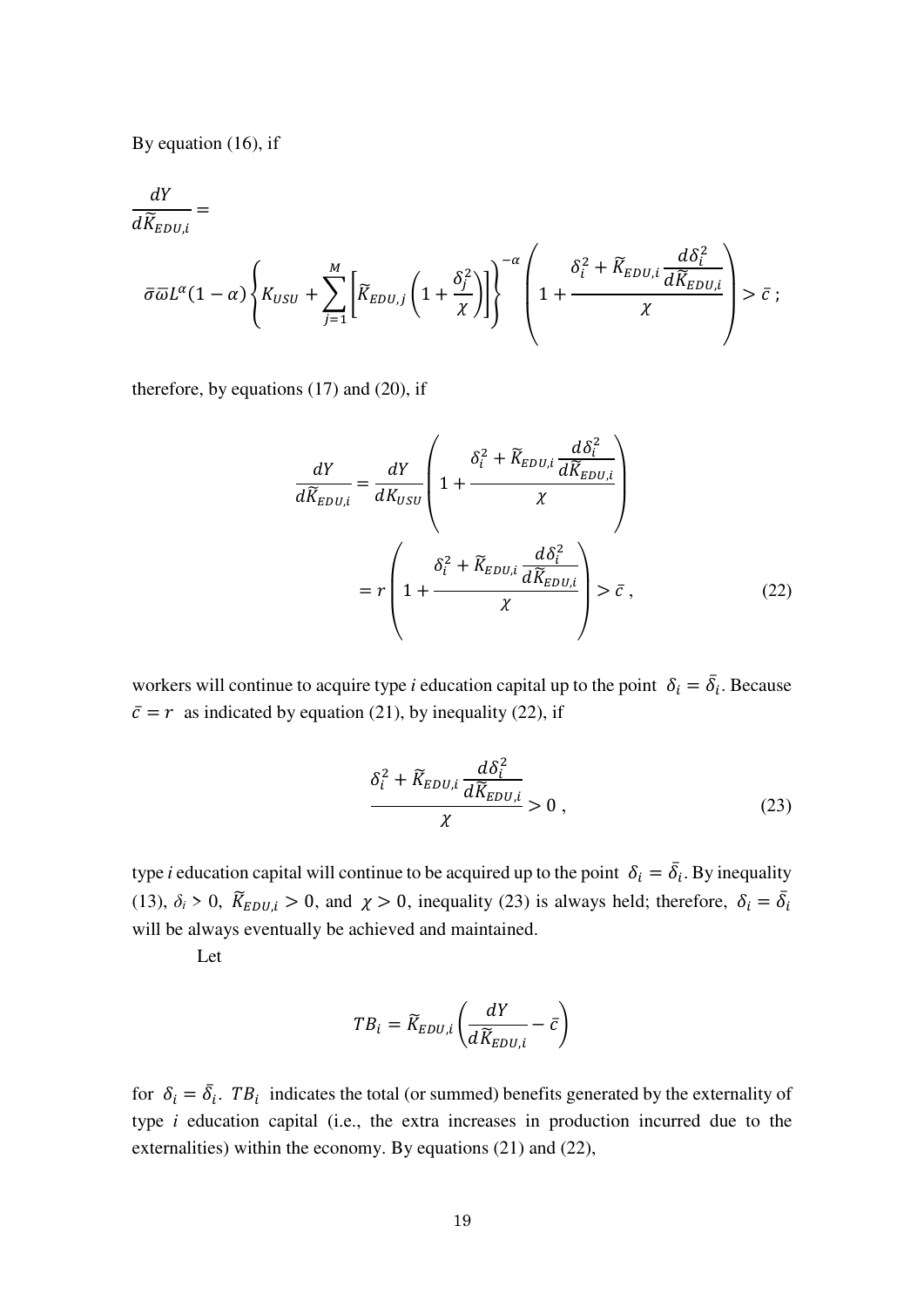By equation (16), if

$$\frac{dY}{d\widetilde{K}_{EDU,i}} =$$

$$\bar{\sigma}\bar{\omega}L^{\alpha}(1-\alpha)\left\{K_{USU} + \sum_{j=1}^{M}\left[\widetilde{K}_{EDU,j}\left(1+\frac{\delta_j^2}{\chi}\right)\right]\right\}^{-\alpha}\left(1+\frac{\delta_i^2 + \widetilde{K}_{EDU,i}\dfrac{d\delta_i^2}{d\widetilde{K}_{EDU,i}}}{\chi}\right) > \bar{c}\ ;$$

therefore, by equations (17) and (20), if

$$\frac{dY}{d\widetilde{K}_{EDU,i}} = \frac{dY}{dK_{USU}}\left(1+\frac{\delta_i^2 + \widetilde{K}_{EDU,i}\dfrac{d\delta_i^2}{d\widetilde{K}_{EDU,i}}}{\chi}\right)$$

$$= r\left(1+\frac{\delta_i^2 + \widetilde{K}_{EDU,i}\dfrac{d\delta_i^2}{d\widetilde{K}_{EDU,i}}}{\chi}\right) > \bar{c}\ , \tag{22}$$

workers will continue to acquire type *i* education capital up to the point $\delta_i = \bar{\delta}_i$. Because $\bar{c} = r$ as indicated by equation (21), by inequality (22), if

$$\frac{\delta_i^2 + \widetilde{K}_{EDU,i}\dfrac{d\delta_i^2}{d\widetilde{K}_{EDU,i}}}{\chi} > 0\ , \tag{23}$$

type *i* education capital will continue to be acquired up to the point $\delta_i = \bar{\delta}_i$. By inequality (13), $\delta_i > 0$, $\widetilde{K}_{EDU,i} > 0$, and $\chi > 0$, inequality (23) is always held; therefore, $\delta_i = \bar{\delta}_i$ will be always eventually be achieved and maintained.

Let

$$TB_i = \widetilde{K}_{EDU,i}\left(\frac{dY}{d\widetilde{K}_{EDU,i}} - \bar{c}\right)$$

for $\delta_i = \bar{\delta}_i$. $TB_i$ indicates the total (or summed) benefits generated by the externality of type *i* education capital (i.e., the extra increases in production incurred due to the externalities) within the economy. By equations (21) and (22),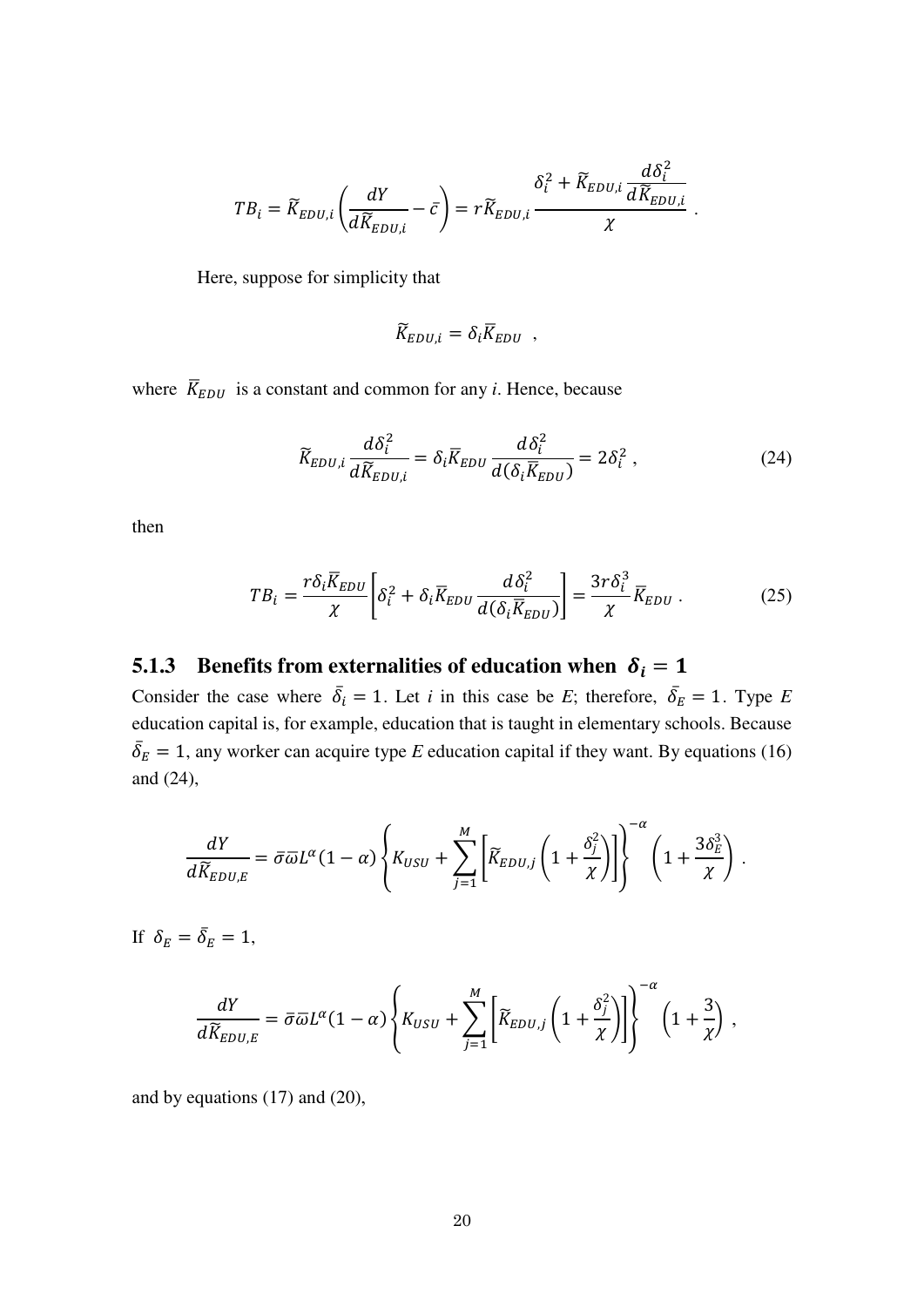$$TB_i = \widetilde{K}_{EDU,i}\left(\frac{dY}{d\widetilde{K}_{EDU,i}} - \bar{c}\right) = r\widetilde{K}_{EDU,i}\frac{\delta_i^2 + \widetilde{K}_{EDU,i}\dfrac{d\delta_i^2}{d\widetilde{K}_{EDU,i}}}{\chi} .$$

Here, suppose for simplicity that

$$\widetilde{K}_{EDU,i} = \delta_i \overline{K}_{EDU} \ ,$$

where $\overline{K}_{EDU}$ is a constant and common for any *i*. Hence, because

$$\widetilde{K}_{EDU,i}\frac{d\delta_i^2}{d\widetilde{K}_{EDU,i}} = \delta_i \overline{K}_{EDU}\frac{d\delta_i^2}{d(\delta_i \overline{K}_{EDU})} = 2\delta_i^2 \ , \tag{24}$$

then

$$TB_i = \frac{r\delta_i \overline{K}_{EDU}}{\chi}\left[\delta_i^2 + \delta_i \overline{K}_{EDU}\frac{d\delta_i^2}{d(\delta_i \overline{K}_{EDU})}\right] = \frac{3r\delta_i^3}{\chi}\overline{K}_{EDU} \ . \tag{25}$$

### 5.1.3 Benefits from externalities of education when $\delta_i = 1$

Consider the case where $\bar{\delta}_i = 1$. Let *i* in this case be *E*; therefore, $\bar{\delta}_E = 1$. Type *E* education capital is, for example, education that is taught in elementary schools. Because $\bar{\delta}_E = 1$, any worker can acquire type *E* education capital if they want. By equations (16) and (24),

$$\frac{dY}{d\widetilde{K}_{EDU,E}} = \bar{\sigma}\bar{\omega}L^{\alpha}(1-\alpha)\left\{K_{USU} + \sum_{j=1}^{M}\left[\widetilde{K}_{EDU,j}\left(1 + \frac{\delta_j^2}{\chi}\right)\right]\right\}^{-\alpha}\left(1 + \frac{3\delta_E^3}{\chi}\right) .$$

If $\delta_E = \bar{\delta}_E = 1$,

$$\frac{dY}{d\widetilde{K}_{EDU,E}} = \bar{\sigma}\bar{\omega}L^{\alpha}(1-\alpha)\left\{K_{USU} + \sum_{j=1}^{M}\left[\widetilde{K}_{EDU,j}\left(1 + \frac{\delta_j^2}{\chi}\right)\right]\right\}^{-\alpha}\left(1 + \frac{3}{\chi}\right) ,$$

and by equations (17) and (20),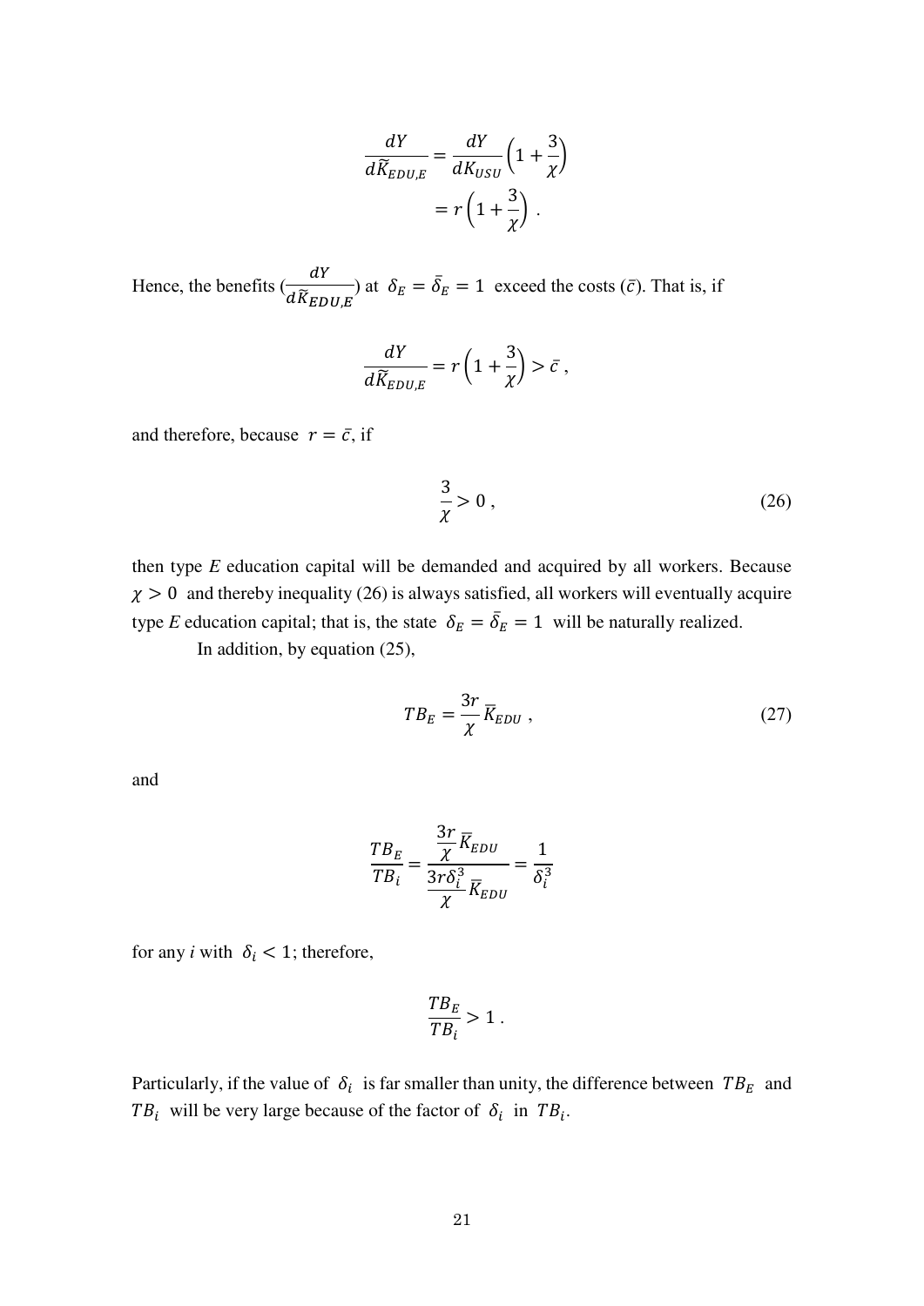$$\frac{dY}{d\widetilde{K}_{EDU,E}} = \frac{dY}{dK_{USU}}\left(1 + \frac{3}{\chi}\right)$$
$$= r\left(1 + \frac{3}{\chi}\right) .$$

Hence, the benefits ($\frac{dY}{d\widetilde{K}_{EDU,E}}$) at $\delta_E = \bar{\delta}_E = 1$ exceed the costs ($\bar{c}$). That is, if

$$\frac{dY}{d\widetilde{K}_{EDU,E}} = r\left(1 + \frac{3}{\chi}\right) > \bar{c} ,$$

and therefore, because $r = \bar{c}$, if

$$\frac{3}{\chi} > 0 , \tag{26}$$

then type *E* education capital will be demanded and acquired by all workers. Because $\chi > 0$ and thereby inequality (26) is always satisfied, all workers will eventually acquire type *E* education capital; that is, the state $\delta_E = \bar{\delta}_E = 1$ will be naturally realized.

In addition, by equation (25),

$$TB_E = \frac{3r}{\chi}\bar{K}_{EDU} , \tag{27}$$

and

$$\frac{TB_E}{TB_i} = \frac{\frac{3r}{\chi}\bar{K}_{EDU}}{\frac{3r\delta_i^3}{\chi}\bar{K}_{EDU}} = \frac{1}{\delta_i^3}$$

for any *i* with $\delta_i < 1$; therefore,

$$\frac{TB_E}{TB_i} > 1 .$$

Particularly, if the value of $\delta_i$ is far smaller than unity, the difference between $TB_E$ and $TB_i$ will be very large because of the factor of $\delta_i$ in $TB_i$.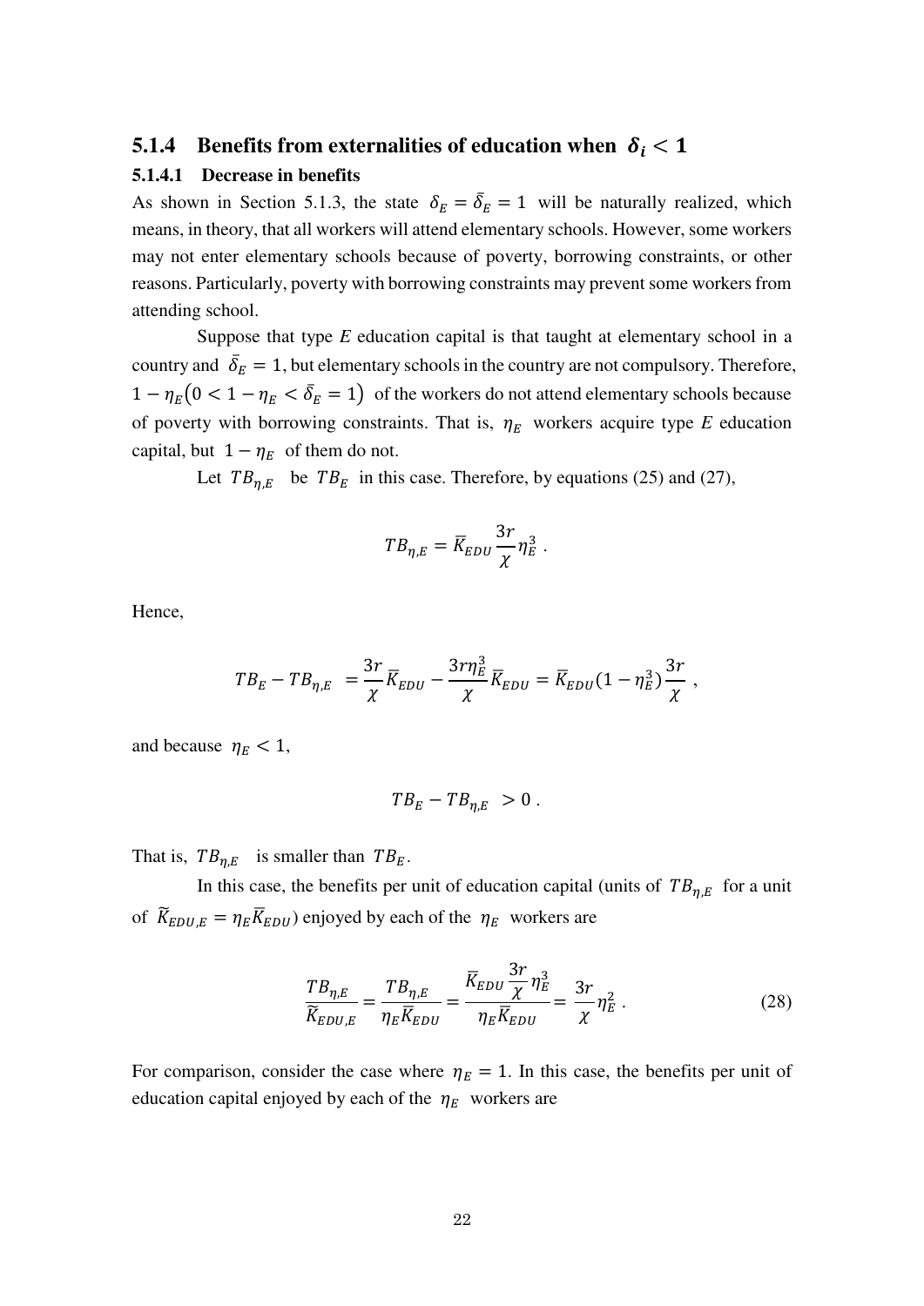### 5.1.4 Benefits from externalities of education when $\delta_i < 1$

#### 5.1.4.1 Decrease in benefits

As shown in Section 5.1.3, the state $\delta_E = \bar{\delta}_E = 1$ will be naturally realized, which means, in theory, that all workers will attend elementary schools. However, some workers may not enter elementary schools because of poverty, borrowing constraints, or other reasons. Particularly, poverty with borrowing constraints may prevent some workers from attending school.

Suppose that type *E* education capital is that taught at elementary school in a country and $\bar{\delta}_E = 1$, but elementary schools in the country are not compulsory. Therefore, $1 - \eta_E \left(0 < 1 - \eta_E < \bar{\delta}_E = 1\right)$ of the workers do not attend elementary schools because of poverty with borrowing constraints. That is, $\eta_E$ workers acquire type *E* education capital, but $1 - \eta_E$ of them do not.

Let $TB_{\eta,E}$ be $TB_E$ in this case. Therefore, by equations (25) and (27),

$$TB_{\eta,E} = \bar{K}_{EDU} \frac{3r}{\chi} \eta_E^3 .$$

Hence,

$$TB_E - TB_{\eta,E} = \frac{3r}{\chi} \bar{K}_{EDU} - \frac{3r\eta_E^3}{\chi} \bar{K}_{EDU} = \bar{K}_{EDU} (1 - \eta_E^3) \frac{3r}{\chi} ,$$

and because $\eta_E < 1$,

$$TB_E - TB_{\eta,E} > 0 .$$

That is, $TB_{\eta,E}$ is smaller than $TB_E$.

In this case, the benefits per unit of education capital (units of $TB_{\eta,E}$ for a unit of $\tilde{K}_{EDU,E} = \eta_E \bar{K}_{EDU}$) enjoyed by each of the $\eta_E$ workers are

$$\frac{TB_{\eta,E}}{\tilde{K}_{EDU,E}} = \frac{TB_{\eta,E}}{\eta_E \bar{K}_{EDU}} = \frac{\bar{K}_{EDU} \frac{3r}{\chi} \eta_E^3}{\eta_E \bar{K}_{EDU}} = \frac{3r}{\chi} \eta_E^2 . \tag{28}$$

For comparison, consider the case where $\eta_E = 1$. In this case, the benefits per unit of education capital enjoyed by each of the $\eta_E$ workers are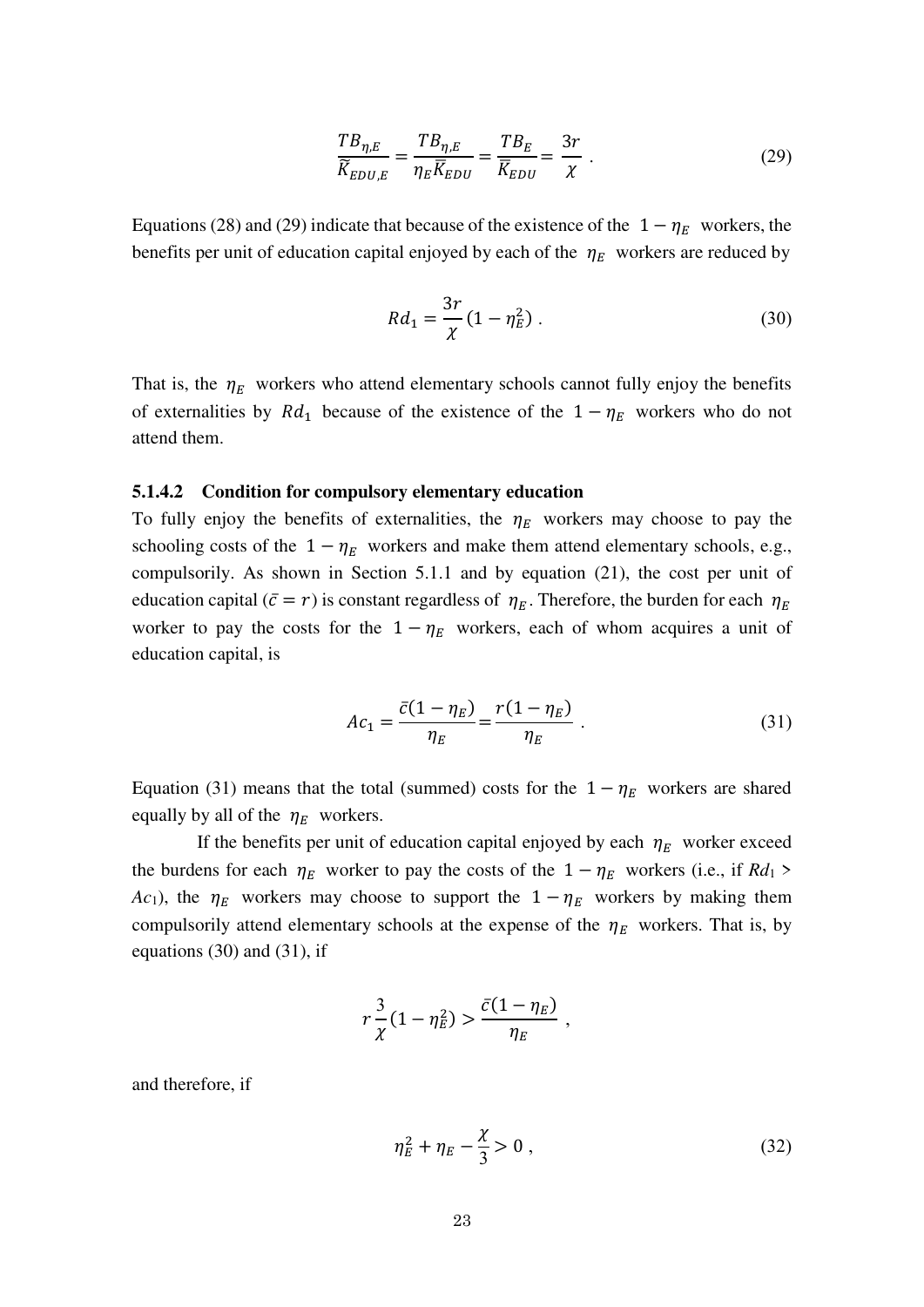$$\frac{TB_{\eta,E}}{\widetilde{K}_{EDU,E}} = \frac{TB_{\eta,E}}{\eta_E \widetilde{K}_{EDU}} = \frac{TB_E}{\widetilde{K}_{EDU}} = \frac{3r}{\chi} \ . \tag{29}$$

Equations (28) and (29) indicate that because of the existence of the $1 - \eta_E$ workers, the benefits per unit of education capital enjoyed by each of the $\eta_E$ workers are reduced by

$$Rd_1 = \frac{3r}{\chi}(1 - \eta_E^2) \ . \tag{30}$$

That is, the $\eta_E$ workers who attend elementary schools cannot fully enjoy the benefits of externalities by $Rd_1$ because of the existence of the $1 - \eta_E$ workers who do not attend them.

#### 5.1.4.2 Condition for compulsory elementary education

To fully enjoy the benefits of externalities, the $\eta_E$ workers may choose to pay the schooling costs of the $1 - \eta_E$ workers and make them attend elementary schools, e.g., compulsorily. As shown in Section 5.1.1 and by equation (21), the cost per unit of education capital ($\bar{c} = r$) is constant regardless of $\eta_E$. Therefore, the burden for each $\eta_E$ worker to pay the costs for the $1 - \eta_E$ workers, each of whom acquires a unit of education capital, is

$$Ac_1 = \frac{\bar{c}(1 - \eta_E)}{\eta_E} = \frac{r(1 - \eta_E)}{\eta_E} \ . \tag{31}$$

Equation (31) means that the total (summed) costs for the $1 - \eta_E$ workers are shared equally by all of the $\eta_E$ workers.

If the benefits per unit of education capital enjoyed by each $\eta_E$ worker exceed the burdens for each $\eta_E$ worker to pay the costs of the $1 - \eta_E$ workers (i.e., if $Rd_1 > Ac_1$), the $\eta_E$ workers may choose to support the $1 - \eta_E$ workers by making them compulsorily attend elementary schools at the expense of the $\eta_E$ workers. That is, by equations (30) and (31), if

$$r\frac{3}{\chi}(1 - \eta_E^2) > \frac{\bar{c}(1 - \eta_E)}{\eta_E} \ ,$$

and therefore, if

$$\eta_E^2 + \eta_E - \frac{\chi}{3} > 0 \ , \tag{32}$$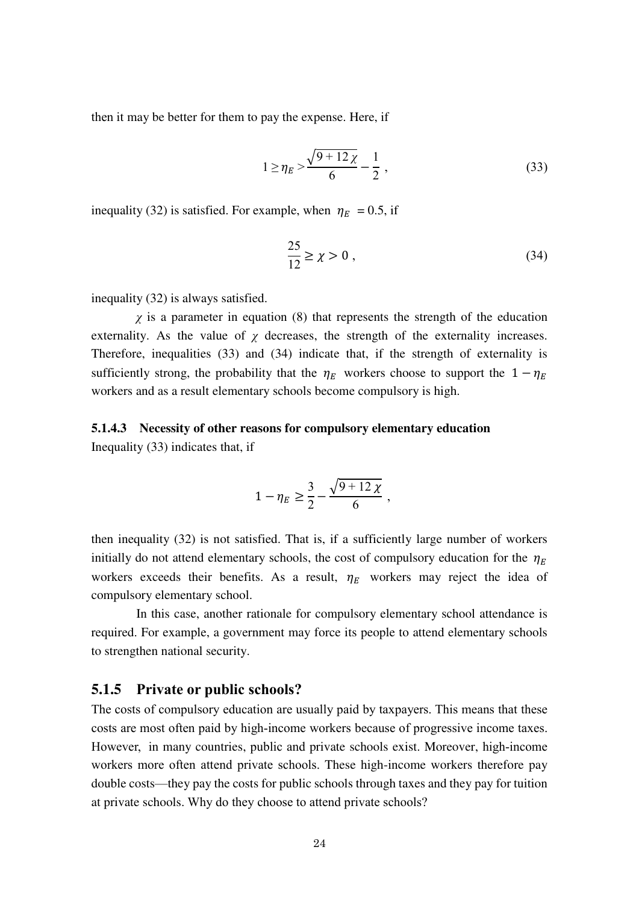then it may be better for them to pay the expense. Here, if

$$1 \geq \eta_E > \frac{\sqrt{9+12\chi}}{6} - \frac{1}{2} \,, \tag{33}$$

inequality (32) is satisfied. For example, when $\eta_E = 0.5$, if

$$\frac{25}{12} \geq \chi > 0 \,, \tag{34}$$

inequality (32) is always satisfied.

$\chi$ is a parameter in equation (8) that represents the strength of the education externality. As the value of $\chi$ decreases, the strength of the externality increases. Therefore, inequalities (33) and (34) indicate that, if the strength of externality is sufficiently strong, the probability that the $\eta_E$ workers choose to support the $1-\eta_E$ workers and as a result elementary schools become compulsory is high.

#### 5.1.4.3 Necessity of other reasons for compulsory elementary education

Inequality (33) indicates that, if

$$1-\eta_E \geq \frac{3}{2} - \frac{\sqrt{9+12\chi}}{6} \,,$$

then inequality (32) is not satisfied. That is, if a sufficiently large number of workers initially do not attend elementary schools, the cost of compulsory education for the $\eta_E$ workers exceeds their benefits. As a result, $\eta_E$ workers may reject the idea of compulsory elementary school.

In this case, another rationale for compulsory elementary school attendance is required. For example, a government may force its people to attend elementary schools to strengthen national security.

### 5.1.5 Private or public schools?

The costs of compulsory education are usually paid by taxpayers. This means that these costs are most often paid by high-income workers because of progressive income taxes. However, in many countries, public and private schools exist. Moreover, high-income workers more often attend private schools. These high-income workers therefore pay double costs—they pay the costs for public schools through taxes and they pay for tuition at private schools. Why do they choose to attend private schools?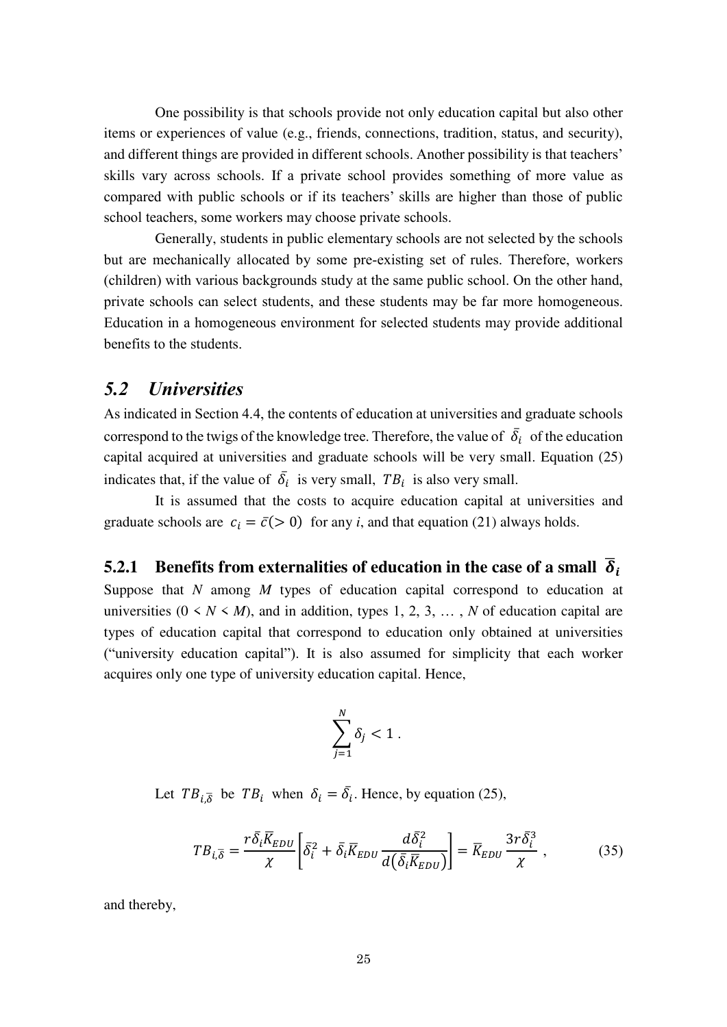One possibility is that schools provide not only education capital but also other items or experiences of value (e.g., friends, connections, tradition, status, and security), and different things are provided in different schools. Another possibility is that teachers' skills vary across schools. If a private school provides something of more value as compared with public schools or if its teachers' skills are higher than those of public school teachers, some workers may choose private schools.

Generally, students in public elementary schools are not selected by the schools but are mechanically allocated by some pre-existing set of rules. Therefore, workers (children) with various backgrounds study at the same public school. On the other hand, private schools can select students, and these students may be far more homogeneous. Education in a homogeneous environment for selected students may provide additional benefits to the students.

## *5.2 Universities*

As indicated in Section 4.4, the contents of education at universities and graduate schools correspond to the twigs of the knowledge tree. Therefore, the value of $\bar{\delta}_i$ of the education capital acquired at universities and graduate schools will be very small. Equation (25) indicates that, if the value of $\bar{\delta}_i$ is very small, $TB_i$ is also very small.

It is assumed that the costs to acquire education capital at universities and graduate schools are $c_i = \bar{c}(> 0)$ for any *i*, and that equation (21) always holds.

### 5.2.1 Benefits from externalities of education in the case of a small $\bar{\delta}_i$

Suppose that *N* among *M* types of education capital correspond to education at universities ($0 < N < M$), and in addition, types 1, 2, 3, … , *N* of education capital are types of education capital that correspond to education only obtained at universities ("university education capital"). It is also assumed for simplicity that each worker acquires only one type of university education capital. Hence,

$$\sum_{j=1}^{N} \delta_j < 1 .$$

Let $TB_{i,\bar{\delta}}$ be $TB_i$ when $\delta_i = \bar{\delta}_i$. Hence, by equation (25),

$$TB_{i,\bar{\delta}} = \frac{r\bar{\delta}_i \bar{K}_{EDU}}{\chi}\left[\bar{\delta}_i^2 + \bar{\delta}_i \bar{K}_{EDU} \frac{d\bar{\delta}_i^2}{d(\bar{\delta}_i \bar{K}_{EDU})}\right] = \bar{K}_{EDU}\frac{3r\bar{\delta}_i^3}{\chi} , \qquad (35)$$

and thereby,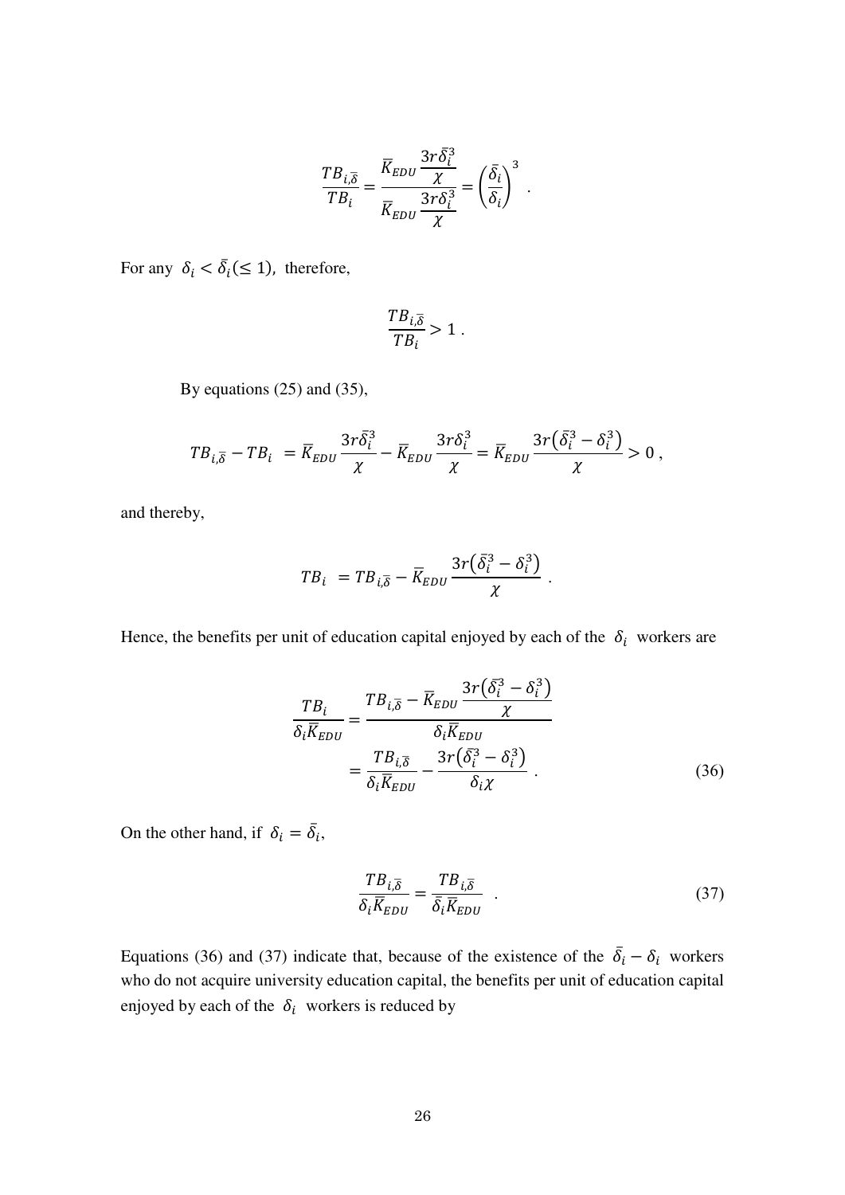$$\frac{TB_{i,\bar{\delta}}}{TB_i} = \frac{\bar{K}_{EDU} \dfrac{3r\bar{\delta}_i^3}{\chi}}{\bar{K}_{EDU} \dfrac{3r\delta_i^3}{\chi}} = \left(\frac{\bar{\delta}_i}{\delta_i}\right)^3 \ .$$

For any $\delta_i < \bar{\delta}_i (\leq 1)$, therefore,

$$\frac{TB_{i,\bar{\delta}}}{TB_i} > 1 \ .$$

By equations (25) and (35),

$$TB_{i,\bar{\delta}} - TB_i \ = \bar{K}_{EDU} \frac{3r\bar{\delta}_i^3}{\chi} - \bar{K}_{EDU} \frac{3r\delta_i^3}{\chi} = \bar{K}_{EDU} \frac{3r\left(\bar{\delta}_i^3 - \delta_i^3\right)}{\chi} > 0 \ ,$$

and thereby,

$$TB_i \ = TB_{i,\bar{\delta}} - \bar{K}_{EDU} \frac{3r\left(\bar{\delta}_i^3 - \delta_i^3\right)}{\chi} \ .$$

Hence, the benefits per unit of education capital enjoyed by each of the $\delta_i$ workers are

$$\begin{aligned} \frac{TB_i}{\delta_i \bar{K}_{EDU}} &= \frac{TB_{i,\bar{\delta}} - \bar{K}_{EDU} \dfrac{3r\left(\bar{\delta}_i^3 - \delta_i^3\right)}{\chi}}{\delta_i \bar{K}_{EDU}} \\ &= \frac{TB_{i,\bar{\delta}}}{\delta_i \bar{K}_{EDU}} - \frac{3r\left(\bar{\delta}_i^3 - \delta_i^3\right)}{\delta_i \chi} \ . \end{aligned} \tag{36}$$

On the other hand, if $\delta_i = \bar{\delta}_i$,

$$\frac{TB_{i,\bar{\delta}}}{\delta_i \bar{K}_{EDU}} = \frac{TB_{i,\bar{\delta}}}{\bar{\delta}_i \bar{K}_{EDU}} \ . \tag{37}$$

Equations (36) and (37) indicate that, because of the existence of the $\bar{\delta}_i - \delta_i$ workers who do not acquire university education capital, the benefits per unit of education capital enjoyed by each of the $\delta_i$ workers is reduced by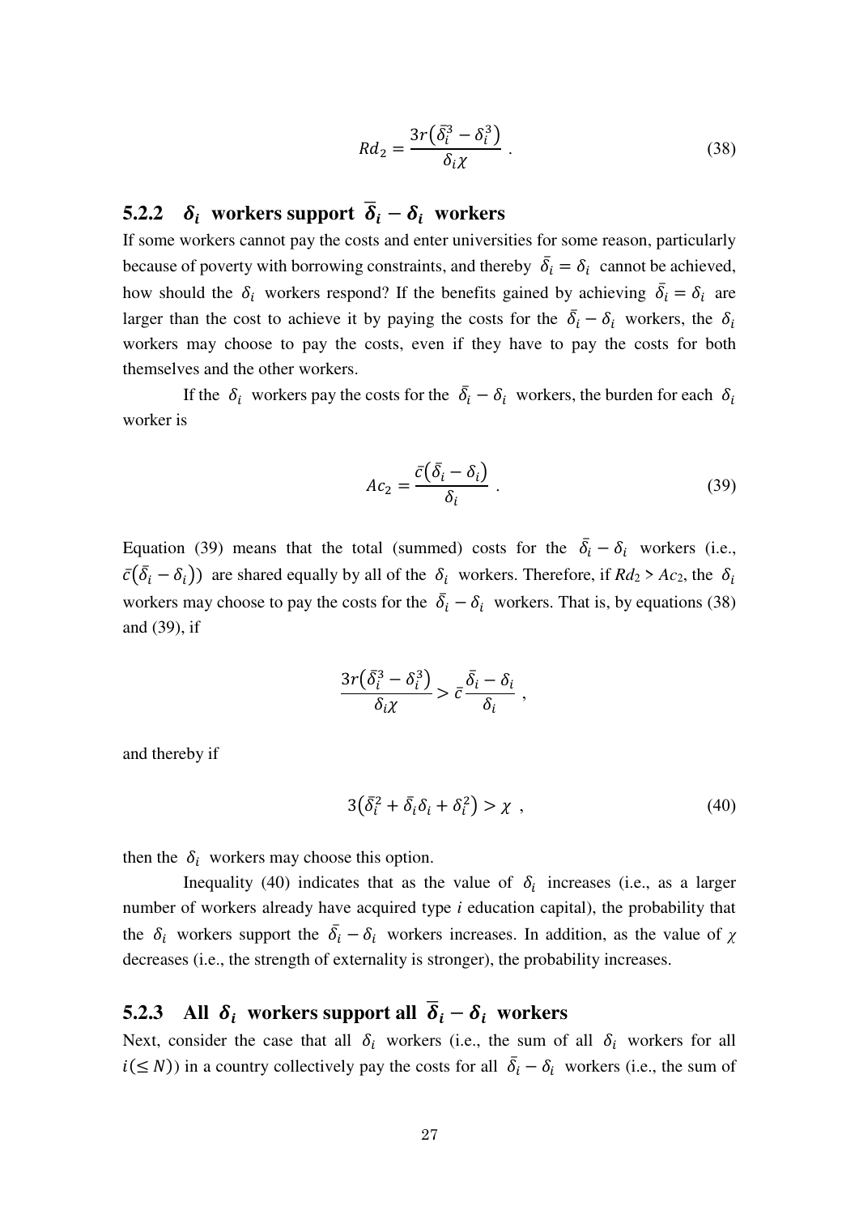$$Rd_2 = \frac{3r\left(\bar{\delta}_i^3 - \delta_i^3\right)}{\delta_i \chi} \ . \tag{38}$$

### 5.2.2 $\delta_i$ workers support $\bar{\delta}_i - \delta_i$ workers

If some workers cannot pay the costs and enter universities for some reason, particularly because of poverty with borrowing constraints, and thereby $\bar{\delta}_i = \delta_i$ cannot be achieved, how should the $\delta_i$ workers respond? If the benefits gained by achieving $\bar{\delta}_i = \delta_i$ are larger than the cost to achieve it by paying the costs for the $\bar{\delta}_i - \delta_i$ workers, the $\delta_i$ workers may choose to pay the costs, even if they have to pay the costs for both themselves and the other workers.

If the $\delta_i$ workers pay the costs for the $\bar{\delta}_i - \delta_i$ workers, the burden for each $\delta_i$ worker is

$$Ac_2 = \frac{\bar{c}\left(\bar{\delta}_i - \delta_i\right)}{\delta_i} \ . \tag{39}$$

Equation (39) means that the total (summed) costs for the $\bar{\delta}_i - \delta_i$ workers (i.e., $\bar{c}\left(\bar{\delta}_i - \delta_i\right)$) are shared equally by all of the $\delta_i$ workers. Therefore, if $Rd_2 > Ac_2$, the $\delta_i$ workers may choose to pay the costs for the $\bar{\delta}_i - \delta_i$ workers. That is, by equations (38) and (39), if

$$\frac{3r\left(\bar{\delta}_i^3 - \delta_i^3\right)}{\delta_i \chi} > \bar{c}\,\frac{\bar{\delta}_i - \delta_i}{\delta_i} \ ,$$

and thereby if

$$3\left(\bar{\delta}_i^2 + \bar{\delta}_i \delta_i + \delta_i^2\right) > \chi \ , \tag{40}$$

then the $\delta_i$ workers may choose this option.

Inequality (40) indicates that as the value of $\delta_i$ increases (i.e., as a larger number of workers already have acquired type *i* education capital), the probability that the $\delta_i$ workers support the $\bar{\delta}_i - \delta_i$ workers increases. In addition, as the value of $\chi$ decreases (i.e., the strength of externality is stronger), the probability increases.

### 5.2.3 All $\delta_i$ workers support all $\bar{\delta}_i - \delta_i$ workers

Next, consider the case that all $\delta_i$ workers (i.e., the sum of all $\delta_i$ workers for all $i(\leq N)$) in a country collectively pay the costs for all $\bar{\delta}_i - \delta_i$ workers (i.e., the sum of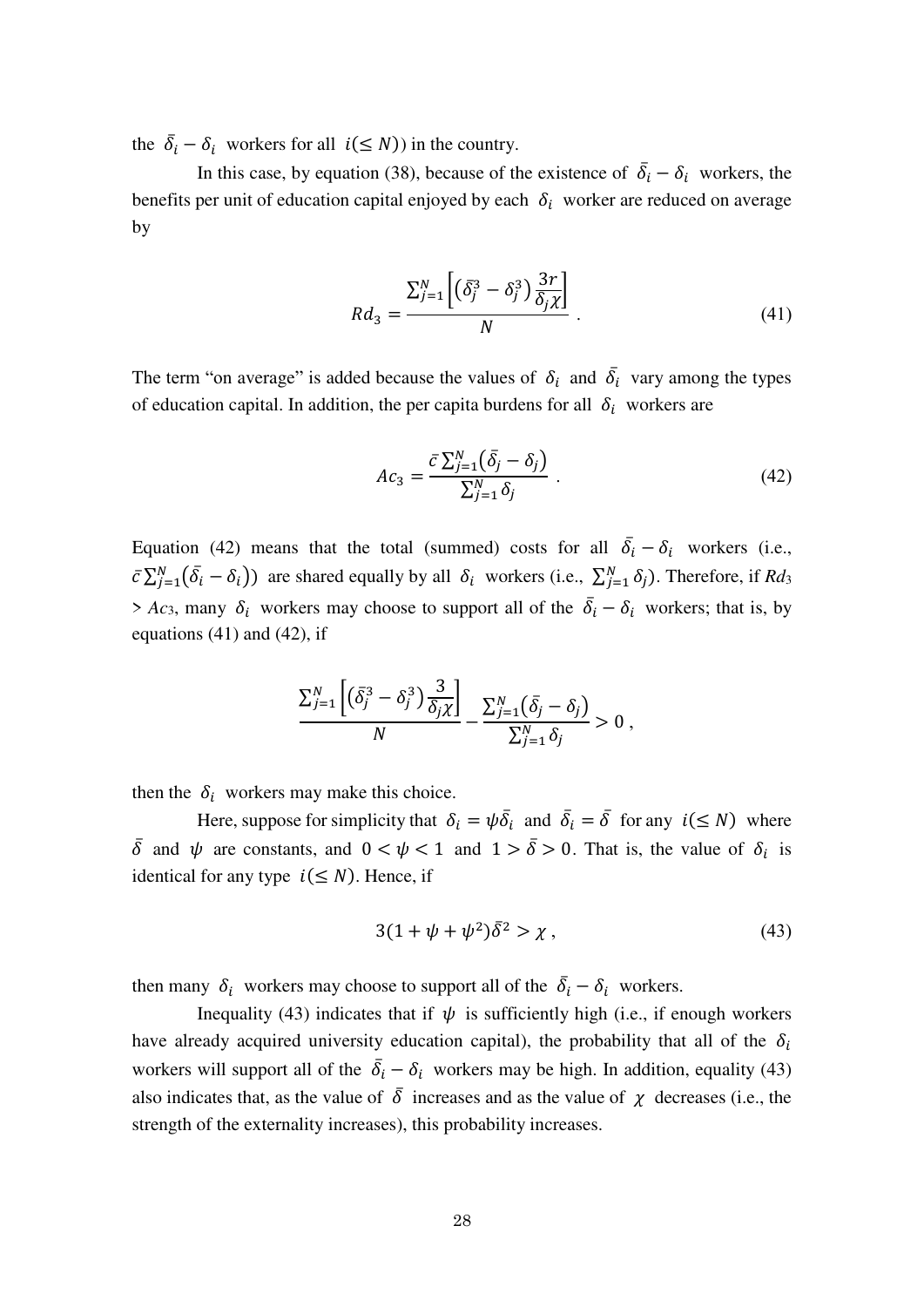the $\bar{\delta}_i - \delta_i$ workers for all $i(\leq N)$) in the country.

In this case, by equation (38), because of the existence of $\bar{\delta}_i - \delta_i$ workers, the benefits per unit of education capital enjoyed by each $\delta_i$ worker are reduced on average by

$$Rd_3 = \frac{\sum_{j=1}^{N} \left[ \left( \bar{\delta}_j^3 - \delta_j^3 \right) \frac{3r}{\delta_j \chi} \right]}{N} \ . \tag{41}$$

The term "on average" is added because the values of $\delta_i$ and $\bar{\delta}_i$ vary among the types of education capital. In addition, the per capita burdens for all $\delta_i$ workers are

$$Ac_3 = \frac{\bar{c} \sum_{j=1}^{N} \left( \bar{\delta}_j - \delta_j \right)}{\sum_{j=1}^{N} \delta_j} \ . \tag{42}$$

Equation (42) means that the total (summed) costs for all $\bar{\delta}_i - \delta_i$ workers (i.e., $\bar{c} \sum_{j=1}^{N} \left( \bar{\delta}_i - \delta_i \right)$) are shared equally by all $\delta_i$ workers (i.e., $\sum_{j=1}^{N} \delta_j$). Therefore, if $Rd_3 > Ac_3$, many $\delta_i$ workers may choose to support all of the $\bar{\delta}_i - \delta_i$ workers; that is, by equations (41) and (42), if

$$\frac{\sum_{j=1}^{N} \left[ \left( \bar{\delta}_j^3 - \delta_j^3 \right) \frac{3}{\delta_j \chi} \right]}{N} - \frac{\sum_{j=1}^{N} \left( \bar{\delta}_j - \delta_j \right)}{\sum_{j=1}^{N} \delta_j} > 0 \ ,$$

then the $\delta_i$ workers may make this choice.

Here, suppose for simplicity that $\delta_i = \psi \bar{\delta}_i$ and $\bar{\delta}_i = \bar{\delta}$ for any $i(\leq N)$ where $\bar{\delta}$ and $\psi$ are constants, and $0 < \psi < 1$ and $1 > \bar{\delta} > 0$. That is, the value of $\delta_i$ is identical for any type $i(\leq N)$. Hence, if

$$3(1 + \psi + \psi^2)\bar{\delta}^2 > \chi \ , \tag{43}$$

then many $\delta_i$ workers may choose to support all of the $\bar{\delta}_i - \delta_i$ workers.

Inequality (43) indicates that if $\psi$ is sufficiently high (i.e., if enough workers have already acquired university education capital), the probability that all of the $\delta_i$ workers will support all of the $\bar{\delta}_i - \delta_i$ workers may be high. In addition, equality (43) also indicates that, as the value of $\bar{\delta}$ increases and as the value of $\chi$ decreases (i.e., the strength of the externality increases), this probability increases.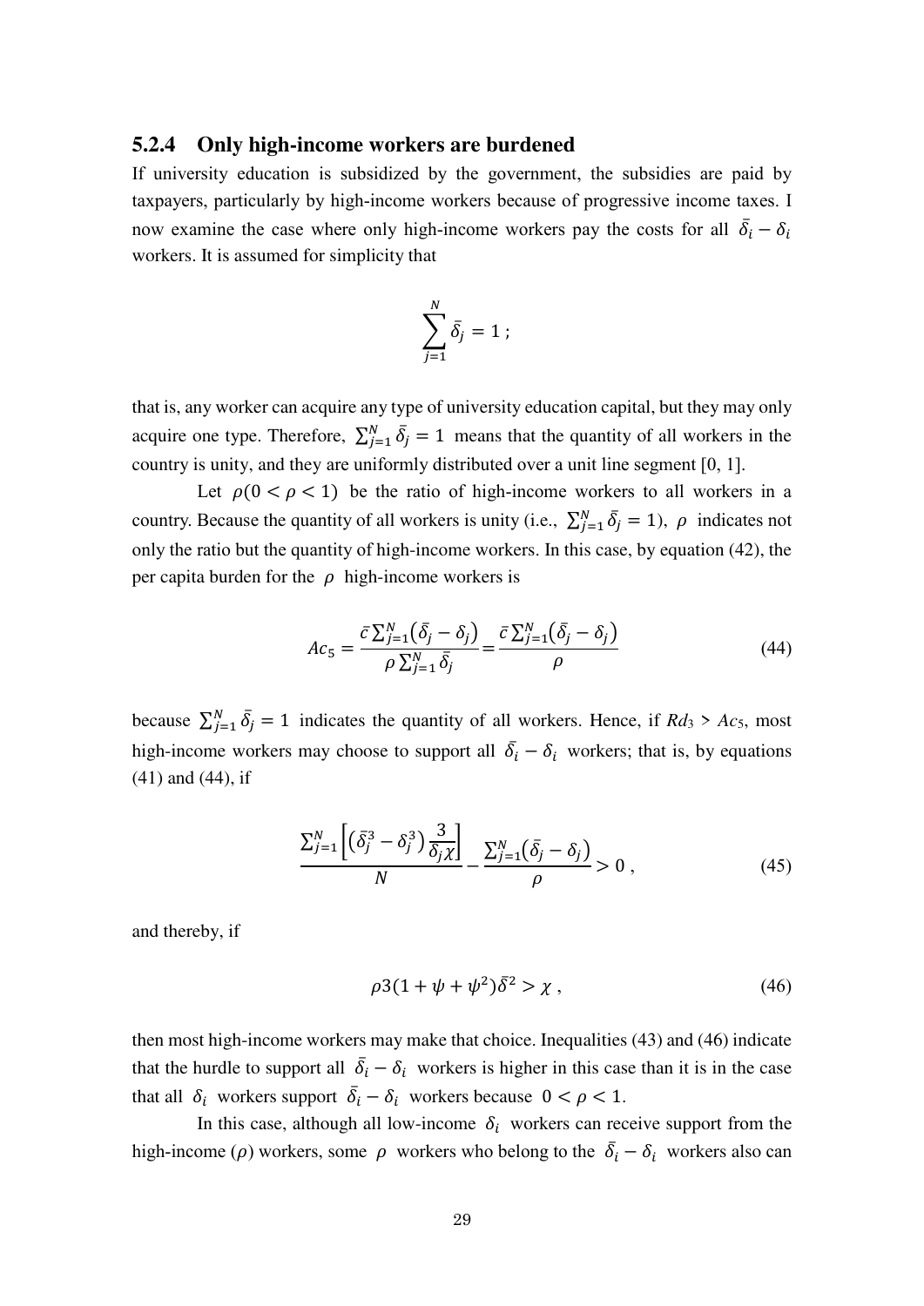### 5.2.4 Only high-income workers are burdened

If university education is subsidized by the government, the subsidies are paid by taxpayers, particularly by high-income workers because of progressive income taxes. I now examine the case where only high-income workers pay the costs for all $\bar{\delta}_i - \delta_i$ workers. It is assumed for simplicity that

$$\sum_{j=1}^{N} \bar{\delta}_j = 1 \; ;$$

that is, any worker can acquire any type of university education capital, but they may only acquire one type. Therefore, $\sum_{j=1}^{N} \bar{\delta}_j = 1$ means that the quantity of all workers in the country is unity, and they are uniformly distributed over a unit line segment [0, 1].

Let $\rho (0 < \rho < 1)$ be the ratio of high-income workers to all workers in a country. Because the quantity of all workers is unity (i.e., $\sum_{j=1}^{N} \bar{\delta}_j = 1$), $\rho$ indicates not only the ratio but the quantity of high-income workers. In this case, by equation (42), the per capita burden for the $\rho$ high-income workers is

$$Ac_5 = \frac{\bar{c} \sum_{j=1}^{N} \left( \bar{\delta}_j - \delta_j \right)}{\rho \sum_{j=1}^{N} \bar{\delta}_j} = \frac{\bar{c} \sum_{j=1}^{N} \left( \bar{\delta}_j - \delta_j \right)}{\rho} \tag{44}$$

because $\sum_{j=1}^{N} \bar{\delta}_j = 1$ indicates the quantity of all workers. Hence, if $Rd_3 > Ac_5$, most high-income workers may choose to support all $\bar{\delta}_i - \delta_i$ workers; that is, by equations (41) and (44), if

$$\frac{\sum_{j=1}^{N} \left[ \left( \bar{\delta}_j^3 - \delta_j^3 \right) \frac{3}{\bar{\delta}_j \chi} \right]}{N} - \frac{\sum_{j=1}^{N} \left( \bar{\delta}_j - \delta_j \right)}{\rho} > 0 \; , \tag{45}$$

and thereby, if

$$\rho 3 (1 + \psi + \psi^2) \bar{\delta}^2 > \chi \; , \tag{46}$$

then most high-income workers may make that choice. Inequalities (43) and (46) indicate that the hurdle to support all $\bar{\delta}_i - \delta_i$ workers is higher in this case than it is in the case that all $\delta_i$ workers support $\bar{\delta}_i - \delta_i$ workers because $0 < \rho < 1$.

In this case, although all low-income $\delta_i$ workers can receive support from the high-income ($\rho$) workers, some $\rho$ workers who belong to the $\bar{\delta}_i - \delta_i$ workers also can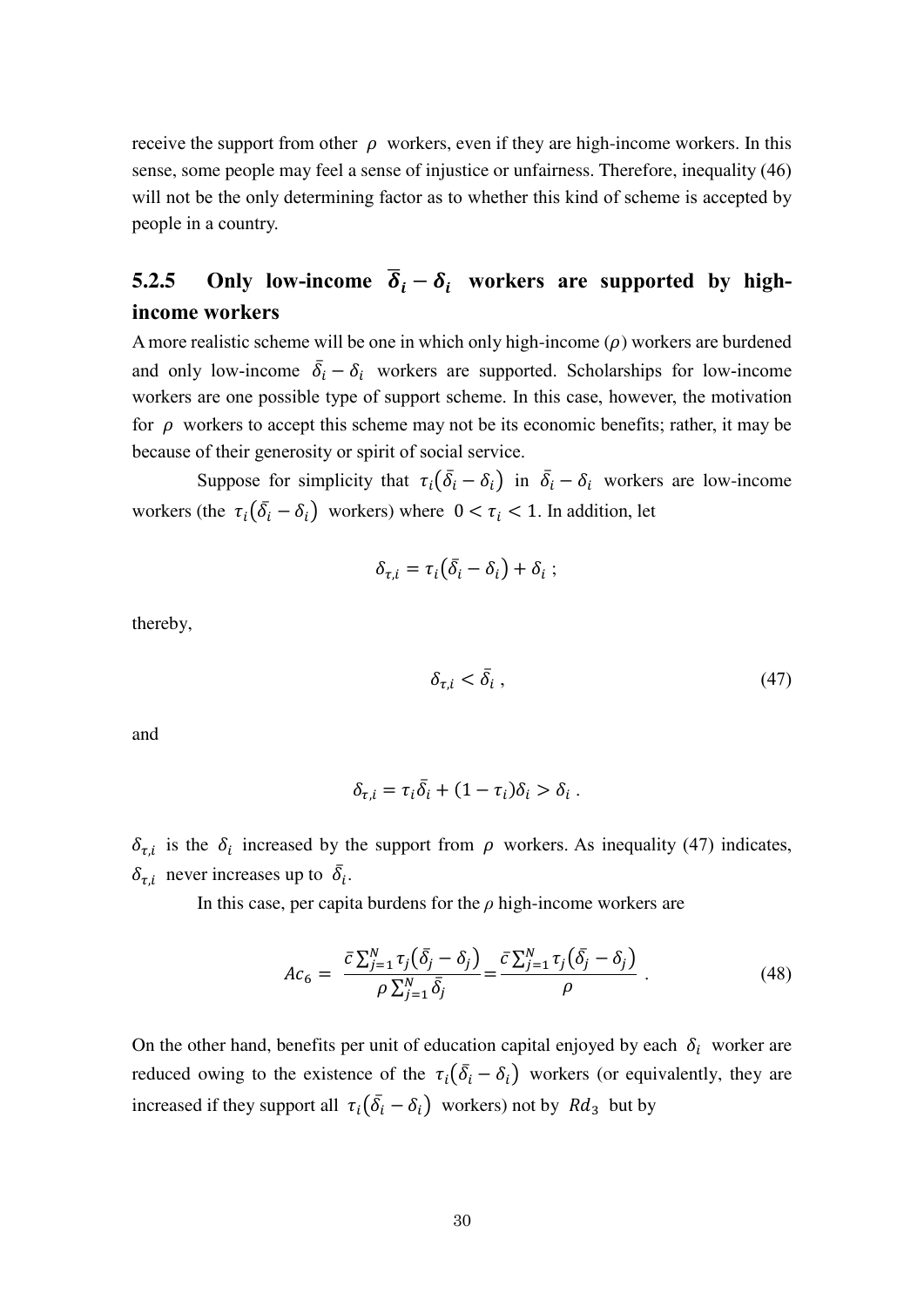receive the support from other $\rho$ workers, even if they are high-income workers. In this sense, some people may feel a sense of injustice or unfairness. Therefore, inequality (46) will not be the only determining factor as to whether this kind of scheme is accepted by people in a country.

### 5.2.5 Only low-income $\bar{\delta}_i - \delta_i$ workers are supported by high-income workers

A more realistic scheme will be one in which only high-income ($\rho$) workers are burdened and only low-income $\bar{\delta}_i - \delta_i$ workers are supported. Scholarships for low-income workers are one possible type of support scheme. In this case, however, the motivation for $\rho$ workers to accept this scheme may not be its economic benefits; rather, it may be because of their generosity or spirit of social service.

Suppose for simplicity that $\tau_i(\bar{\delta}_i - \delta_i)$ in $\bar{\delta}_i - \delta_i$ workers are low-income workers (the $\tau_i(\bar{\delta}_i - \delta_i)$ workers) where $0 < \tau_i < 1$. In addition, let

$$\delta_{\tau,i} = \tau_i(\bar{\delta}_i - \delta_i) + \delta_i \ ;$$

thereby,

$$\delta_{\tau,i} < \bar{\delta}_i \ , \tag{47}$$

and

$$\delta_{\tau,i} = \tau_i \bar{\delta}_i + (1 - \tau_i)\delta_i > \delta_i \ .$$

$\delta_{\tau,i}$ is the $\delta_i$ increased by the support from $\rho$ workers. As inequality (47) indicates, $\delta_{\tau,i}$ never increases up to $\bar{\delta}_i$.

In this case, per capita burdens for the $\rho$ high-income workers are

$$Ac_6 = \frac{\bar{c}\sum_{j=1}^{N}\tau_j(\bar{\delta}_j - \delta_j)}{\rho\sum_{j=1}^{N}\bar{\delta}_j} = \frac{\bar{c}\sum_{j=1}^{N}\tau_j(\bar{\delta}_j - \delta_j)}{\rho} \ . \tag{48}$$

On the other hand, benefits per unit of education capital enjoyed by each $\delta_i$ worker are reduced owing to the existence of the $\tau_i(\bar{\delta}_i - \delta_i)$ workers (or equivalently, they are increased if they support all $\tau_i(\bar{\delta}_i - \delta_i)$ workers) not by $Rd_3$ but by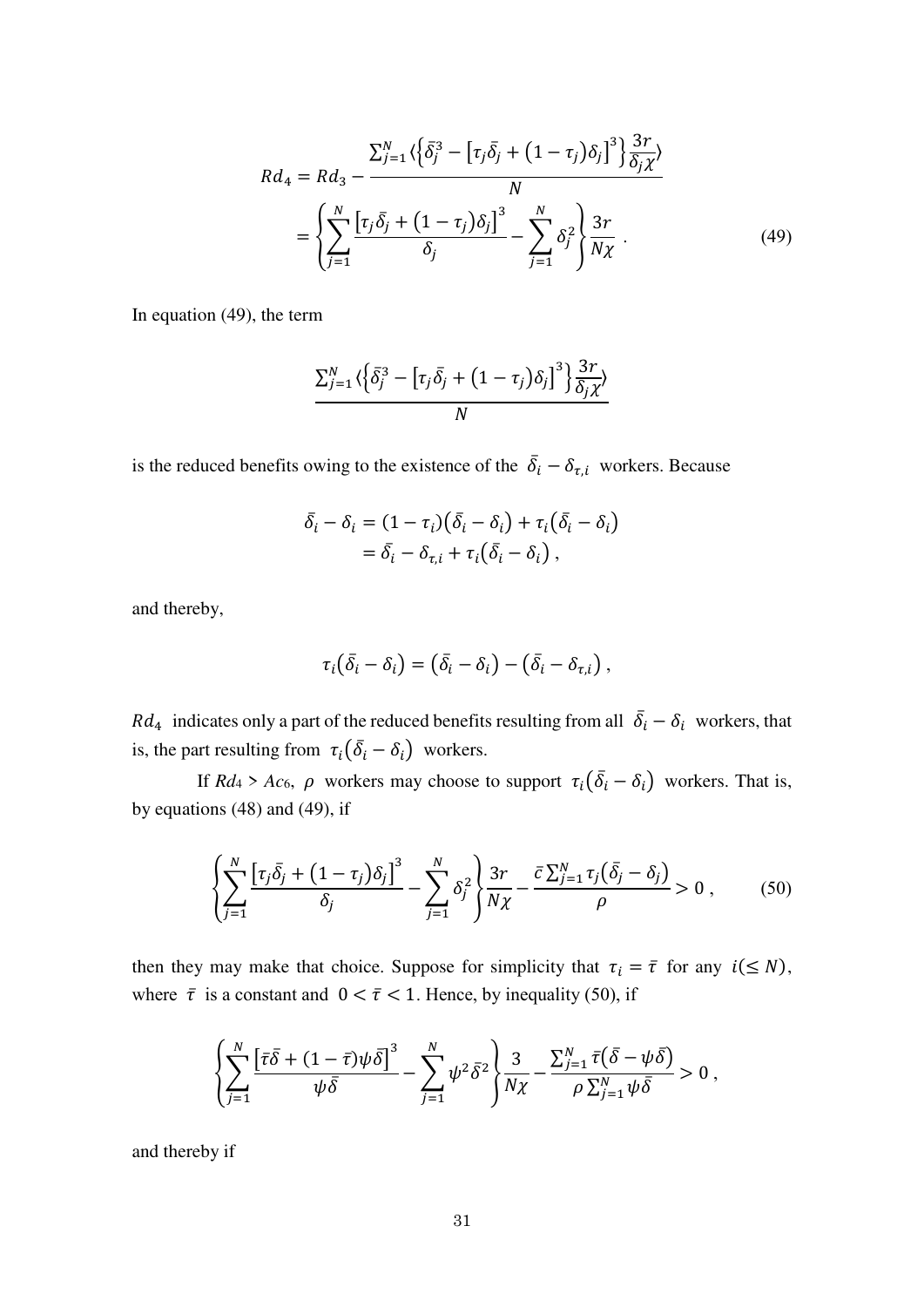$$
\begin{aligned}
Rd_4 &= Rd_3 - \frac{\sum_{j=1}^{N} \langle \left\{ \bar{\delta}_j^3 - \left[ \tau_j \bar{\delta}_j + (1-\tau_j)\delta_j \right]^3 \right\} \frac{3r}{\bar{\delta}_j \chi} \rangle}{N} \\
&= \left\{ \sum_{j=1}^{N} \frac{\left[ \tau_j \bar{\delta}_j + (1-\tau_j)\delta_j \right]^3}{\delta_j} - \sum_{j=1}^{N} \delta_j^2 \right\} \frac{3r}{N\chi} \ . \qquad (49)
\end{aligned}
$$

In equation (49), the term

$$
\frac{\sum_{j=1}^{N} \langle \left\{ \bar{\delta}_j^3 - \left[ \tau_j \bar{\delta}_j + (1-\tau_j)\delta_j \right]^3 \right\} \frac{3r}{\bar{\delta}_j \chi} \rangle}{N}
$$

is the reduced benefits owing to the existence of the $\bar{\delta}_i - \delta_{\tau,i}$ workers. Because

$$
\begin{aligned}
\bar{\delta}_i - \delta_i &= (1-\tau_i)(\bar{\delta}_i - \delta_i) + \tau_i(\bar{\delta}_i - \delta_i) \\
&= \bar{\delta}_i - \delta_{\tau,i} + \tau_i(\bar{\delta}_i - \delta_i) \ ,
\end{aligned}
$$

and thereby,

$$
\tau_i(\bar{\delta}_i - \delta_i) = (\bar{\delta}_i - \delta_i) - (\bar{\delta}_i - \delta_{\tau,i}) \ ,
$$

$Rd_4$ indicates only a part of the reduced benefits resulting from all $\bar{\delta}_i - \delta_i$ workers, that is, the part resulting from $\tau_i(\bar{\delta}_i - \delta_i)$ workers.

If $Rd_4 > Ac_6$, $\rho$ workers may choose to support $\tau_i(\bar{\delta}_i - \delta_i)$ workers. That is, by equations (48) and (49), if

$$
\left\{ \sum_{j=1}^{N} \frac{\left[ \tau_j \bar{\delta}_j + (1-\tau_j)\delta_j \right]^3}{\delta_j} - \sum_{j=1}^{N} \delta_j^2 \right\} \frac{3r}{N\chi} - \frac{\bar{c} \sum_{j=1}^{N} \tau_j(\bar{\delta}_j - \delta_j)}{\rho} > 0 \ , \qquad (50)
$$

then they may make that choice. Suppose for simplicity that $\tau_i = \bar{\tau}$ for any $i (\leq N)$, where $\bar{\tau}$ is a constant and $0 < \bar{\tau} < 1$. Hence, by inequality (50), if

$$
\left\{ \sum_{j=1}^{N} \frac{\left[ \bar{\tau}\bar{\delta} + (1-\bar{\tau})\psi\bar{\delta} \right]^3}{\psi\bar{\delta}} - \sum_{j=1}^{N} \psi^2 \bar{\delta}^2 \right\} \frac{3}{N\chi} - \frac{\sum_{j=1}^{N} \bar{\tau}(\bar{\delta} - \psi\bar{\delta})}{\rho \sum_{j=1}^{N} \psi\bar{\delta}} > 0 \ ,
$$

and thereby if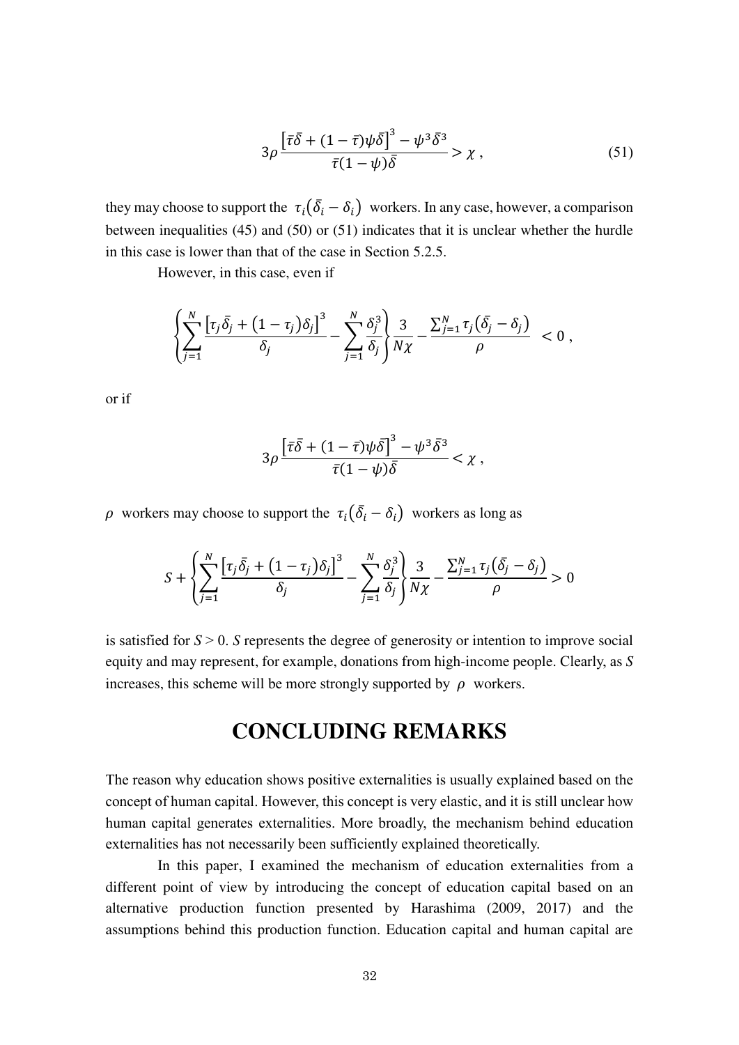$$3\rho \frac{\left[\bar{\tau}\bar{\delta} + (1-\bar{\tau})\psi\bar{\delta}\right]^3 - \psi^3\bar{\delta}^3}{\bar{\tau}(1-\psi)\bar{\delta}} > \chi \,, \tag{51}$$

they may choose to support the $\tau_i(\bar{\delta}_i - \delta_i)$ workers. In any case, however, a comparison between inequalities (45) and (50) or (51) indicates that it is unclear whether the hurdle in this case is lower than that of the case in Section 5.2.5.

However, in this case, even if

$$\left\{\sum_{j=1}^{N} \frac{\left[\tau_j \bar{\delta}_j + (1-\tau_j)\delta_j\right]^3}{\delta_j} - \sum_{j=1}^{N} \frac{\delta_j^3}{\delta_j}\right\} \frac{3}{N\chi} - \frac{\sum_{j=1}^{N} \tau_j(\bar{\delta}_j - \delta_j)}{\rho} < 0 \,,$$

or if

$$3\rho \frac{\left[\bar{\tau}\bar{\delta} + (1-\bar{\tau})\psi\bar{\delta}\right]^3 - \psi^3\bar{\delta}^3}{\bar{\tau}(1-\psi)\bar{\delta}} < \chi \,,$$

$\rho$ workers may choose to support the $\tau_i(\bar{\delta}_i - \delta_i)$ workers as long as

$$S + \left\{\sum_{j=1}^{N} \frac{\left[\tau_j \bar{\delta}_j + (1-\tau_j)\delta_j\right]^3}{\delta_j} - \sum_{j=1}^{N} \frac{\delta_j^3}{\delta_j}\right\} \frac{3}{N\chi} - \frac{\sum_{j=1}^{N} \tau_j(\bar{\delta}_j - \delta_j)}{\rho} > 0$$

is satisfied for $S > 0$. $S$ represents the degree of generosity or intention to improve social equity and may represent, for example, donations from high-income people. Clearly, as $S$ increases, this scheme will be more strongly supported by $\rho$ workers.

# CONCLUDING REMARKS

The reason why education shows positive externalities is usually explained based on the concept of human capital. However, this concept is very elastic, and it is still unclear how human capital generates externalities. More broadly, the mechanism behind education externalities has not necessarily been sufficiently explained theoretically.

In this paper, I examined the mechanism of education externalities from a different point of view by introducing the concept of education capital based on an alternative production function presented by Harashima (2009, 2017) and the assumptions behind this production function. Education capital and human capital are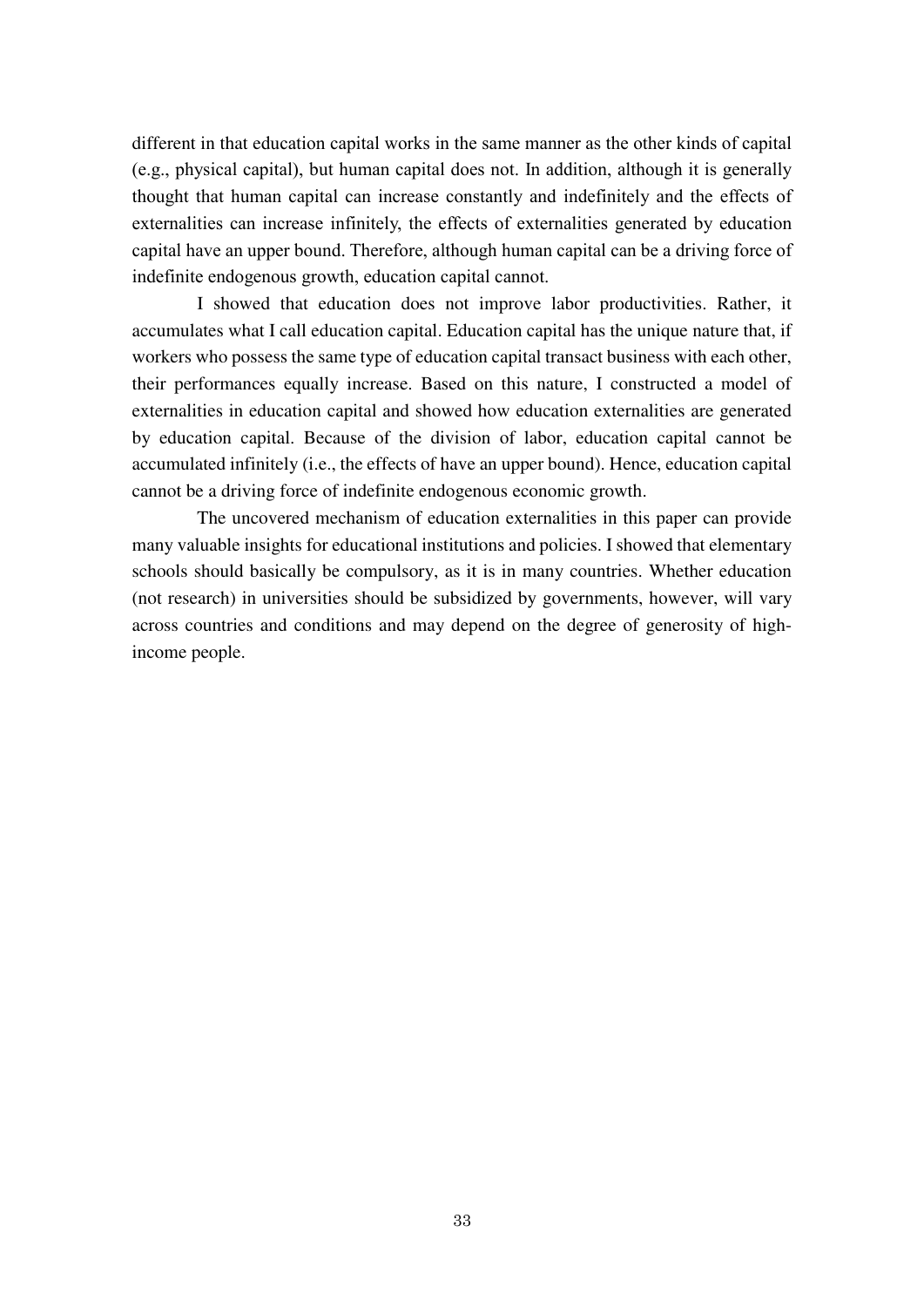different in that education capital works in the same manner as the other kinds of capital (e.g., physical capital), but human capital does not. In addition, although it is generally thought that human capital can increase constantly and indefinitely and the effects of externalities can increase infinitely, the effects of externalities generated by education capital have an upper bound. Therefore, although human capital can be a driving force of indefinite endogenous growth, education capital cannot.

I showed that education does not improve labor productivities. Rather, it accumulates what I call education capital. Education capital has the unique nature that, if workers who possess the same type of education capital transact business with each other, their performances equally increase. Based on this nature, I constructed a model of externalities in education capital and showed how education externalities are generated by education capital. Because of the division of labor, education capital cannot be accumulated infinitely (i.e., the effects of have an upper bound). Hence, education capital cannot be a driving force of indefinite endogenous economic growth.

The uncovered mechanism of education externalities in this paper can provide many valuable insights for educational institutions and policies. I showed that elementary schools should basically be compulsory, as it is in many countries. Whether education (not research) in universities should be subsidized by governments, however, will vary across countries and conditions and may depend on the degree of generosity of high-income people.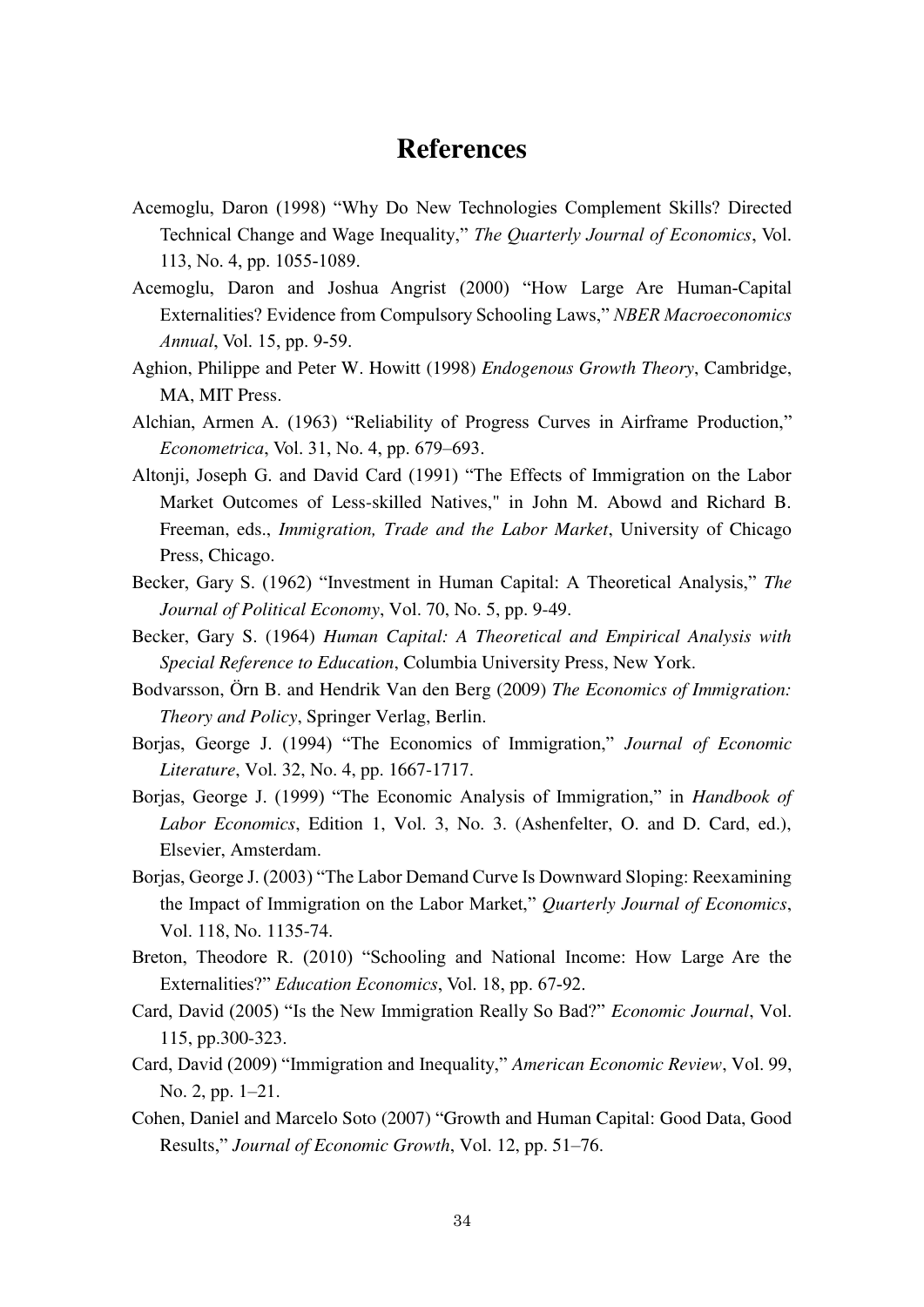# References

Acemoglu, Daron (1998) "Why Do New Technologies Complement Skills? Directed Technical Change and Wage Inequality," *The Quarterly Journal of Economics*, Vol. 113, No. 4, pp. 1055-1089.

Acemoglu, Daron and Joshua Angrist (2000) "How Large Are Human-Capital Externalities? Evidence from Compulsory Schooling Laws," *NBER Macroeconomics Annual*, Vol. 15, pp. 9-59.

Aghion, Philippe and Peter W. Howitt (1998) *Endogenous Growth Theory*, Cambridge, MA, MIT Press.

Alchian, Armen A. (1963) "Reliability of Progress Curves in Airframe Production," *Econometrica*, Vol. 31, No. 4, pp. 679–693.

Altonji, Joseph G. and David Card (1991) "The Effects of Immigration on the Labor Market Outcomes of Less-skilled Natives," in John M. Abowd and Richard B. Freeman, eds., *Immigration, Trade and the Labor Market*, University of Chicago Press, Chicago.

Becker, Gary S. (1962) "Investment in Human Capital: A Theoretical Analysis," *The Journal of Political Economy*, Vol. 70, No. 5, pp. 9-49.

Becker, Gary S. (1964) *Human Capital: A Theoretical and Empirical Analysis with Special Reference to Education*, Columbia University Press, New York.

Bodvarsson, Örn B. and Hendrik Van den Berg (2009) *The Economics of Immigration: Theory and Policy*, Springer Verlag, Berlin.

Borjas, George J. (1994) "The Economics of Immigration," *Journal of Economic Literature*, Vol. 32, No. 4, pp. 1667-1717.

Borjas, George J. (1999) "The Economic Analysis of Immigration," in *Handbook of Labor Economics*, Edition 1, Vol. 3, No. 3. (Ashenfelter, O. and D. Card, ed.), Elsevier, Amsterdam.

Borjas, George J. (2003) "The Labor Demand Curve Is Downward Sloping: Reexamining the Impact of Immigration on the Labor Market," *Quarterly Journal of Economics*, Vol. 118, No. 1135-74.

Breton, Theodore R. (2010) "Schooling and National Income: How Large Are the Externalities?" *Education Economics*, Vol. 18, pp. 67-92.

Card, David (2005) "Is the New Immigration Really So Bad?" *Economic Journal*, Vol. 115, pp.300-323.

Card, David (2009) "Immigration and Inequality," *American Economic Review*, Vol. 99, No. 2, pp. 1–21.

Cohen, Daniel and Marcelo Soto (2007) "Growth and Human Capital: Good Data, Good Results," *Journal of Economic Growth*, Vol. 12, pp. 51–76.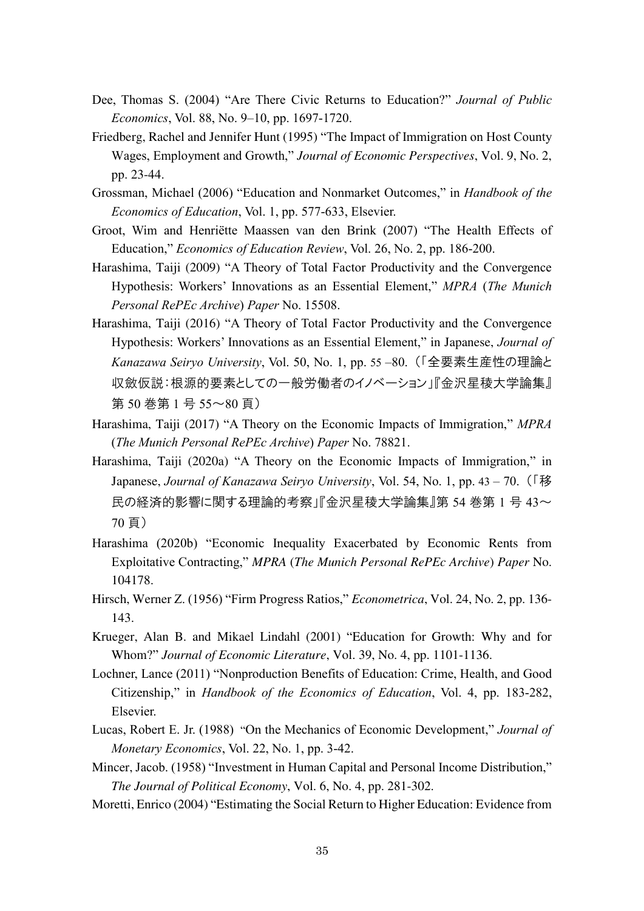Dee, Thomas S. (2004) "Are There Civic Returns to Education?" *Journal of Public Economics*, Vol. 88, No. 9–10, pp. 1697-1720.

Friedberg, Rachel and Jennifer Hunt (1995) "The Impact of Immigration on Host County Wages, Employment and Growth," *Journal of Economic Perspectives*, Vol. 9, No. 2, pp. 23-44.

Grossman, Michael (2006) "Education and Nonmarket Outcomes," in *Handbook of the Economics of Education*, Vol. 1, pp. 577-633, Elsevier.

Groot, Wim and Henriëtte Maassen van den Brink (2007) "The Health Effects of Education," *Economics of Education Review*, Vol. 26, No. 2, pp. 186-200.

Harashima, Taiji (2009) "A Theory of Total Factor Productivity and the Convergence Hypothesis: Workers' Innovations as an Essential Element," *MPRA* (*The Munich Personal RePEc Archive*) *Paper* No. 15508.

Harashima, Taiji (2016) "A Theory of Total Factor Productivity and the Convergence Hypothesis: Workers' Innovations as an Essential Element," in Japanese, *Journal of Kanazawa Seiryo University*, Vol. 50, No. 1, pp. 55 –80.（「全要素生産性の理論と収斂仮説：根源的要素としての一般労働者のイノベーション」『金沢星稜大学論集』第 50 巻第 1 号 55～80 頁）

Harashima, Taiji (2017) "A Theory on the Economic Impacts of Immigration," *MPRA* (*The Munich Personal RePEc Archive*) *Paper* No. 78821.

Harashima, Taiji (2020a) "A Theory on the Economic Impacts of Immigration," in Japanese, *Journal of Kanazawa Seiryo University*, Vol. 54, No. 1, pp. 43 – 70.（「移民の経済的影響に関する理論的考察」『金沢星稜大学論集』第 54 巻第 1 号 43～70 頁）

Harashima (2020b) "Economic Inequality Exacerbated by Economic Rents from Exploitative Contracting," *MPRA* (*The Munich Personal RePEc Archive*) *Paper* No. 104178.

Hirsch, Werner Z. (1956) "Firm Progress Ratios," *Econometrica*, Vol. 24, No. 2, pp. 136-143.

Krueger, Alan B. and Mikael Lindahl (2001) "Education for Growth: Why and for Whom?" *Journal of Economic Literature*, Vol. 39, No. 4, pp. 1101-1136.

Lochner, Lance (2011) "Nonproduction Benefits of Education: Crime, Health, and Good Citizenship," in *Handbook of the Economics of Education*, Vol. 4, pp. 183-282, Elsevier.

Lucas, Robert E. Jr. (1988) "On the Mechanics of Economic Development," *Journal of Monetary Economics*, Vol. 22, No. 1, pp. 3-42.

Mincer, Jacob. (1958) "Investment in Human Capital and Personal Income Distribution," *The Journal of Political Economy*, Vol. 6, No. 4, pp. 281-302.

Moretti, Enrico (2004) "Estimating the Social Return to Higher Education: Evidence from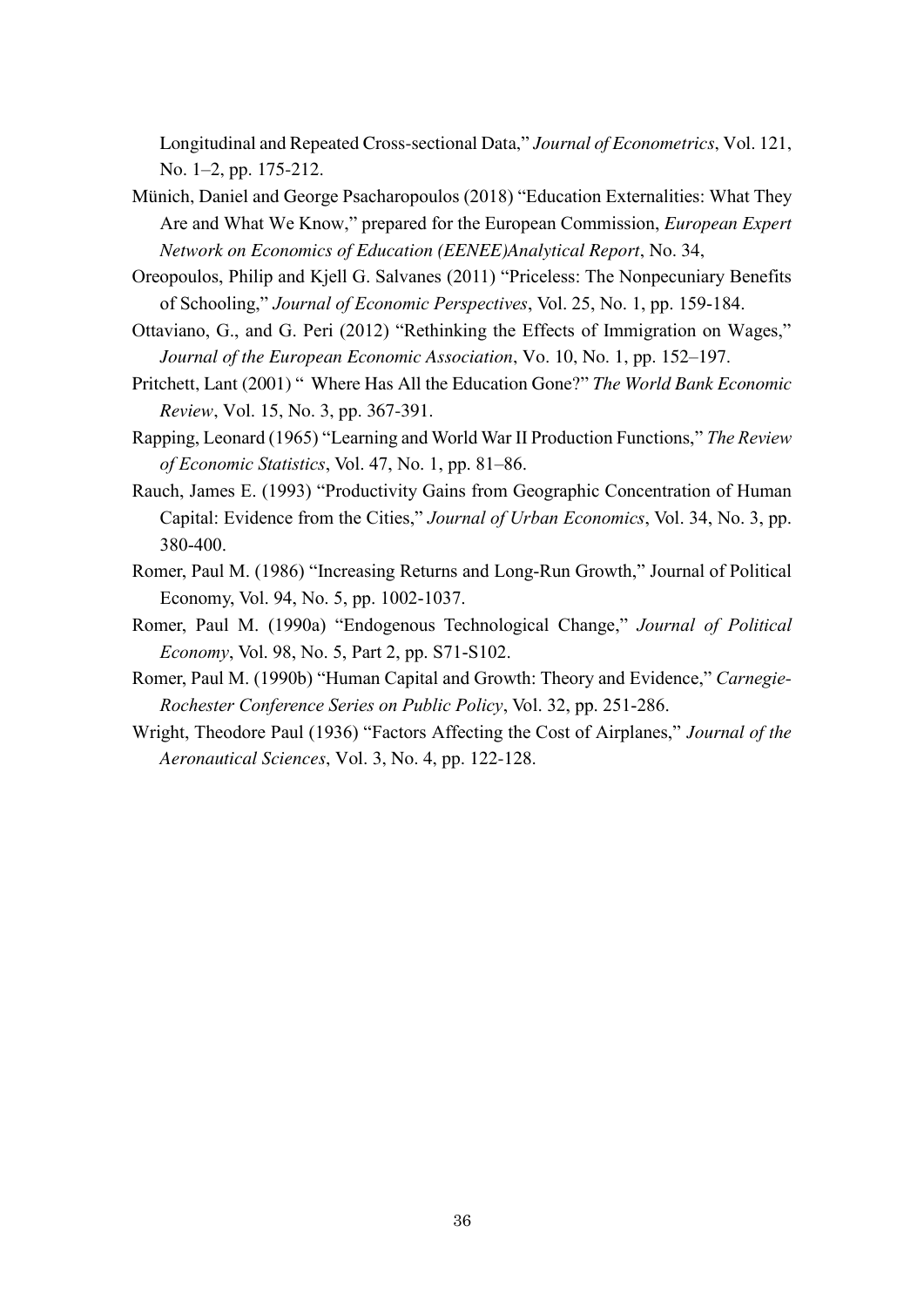Longitudinal and Repeated Cross-sectional Data," *Journal of Econometrics*, Vol. 121, No. 1–2, pp. 175-212.

Münich, Daniel and George Psacharopoulos (2018) "Education Externalities: What They Are and What We Know," prepared for the European Commission, *European Expert Network on Economics of Education (EENEE)Analytical Report*, No. 34,

Oreopoulos, Philip and Kjell G. Salvanes (2011) "Priceless: The Nonpecuniary Benefits of Schooling," *Journal of Economic Perspectives*, Vol. 25, No. 1, pp. 159-184.

Ottaviano, G., and G. Peri (2012) "Rethinking the Effects of Immigration on Wages," *Journal of the European Economic Association*, Vo. 10, No. 1, pp. 152–197.

Pritchett, Lant (2001) " Where Has All the Education Gone?" *The World Bank Economic Review*, Vol. 15, No. 3, pp. 367-391.

Rapping, Leonard (1965) "Learning and World War II Production Functions," *The Review of Economic Statistics*, Vol. 47, No. 1, pp. 81–86.

Rauch, James E. (1993) "Productivity Gains from Geographic Concentration of Human Capital: Evidence from the Cities," *Journal of Urban Economics*, Vol. 34, No. 3, pp. 380-400.

Romer, Paul M. (1986) "Increasing Returns and Long-Run Growth," Journal of Political Economy, Vol. 94, No. 5, pp. 1002-1037.

Romer, Paul M. (1990a) "Endogenous Technological Change," *Journal of Political Economy*, Vol. 98, No. 5, Part 2, pp. S71-S102.

Romer, Paul M. (1990b) "Human Capital and Growth: Theory and Evidence," *Carnegie-Rochester Conference Series on Public Policy*, Vol. 32, pp. 251-286.

Wright, Theodore Paul (1936) "Factors Affecting the Cost of Airplanes," *Journal of the Aeronautical Sciences*, Vol. 3, No. 4, pp. 122-128.